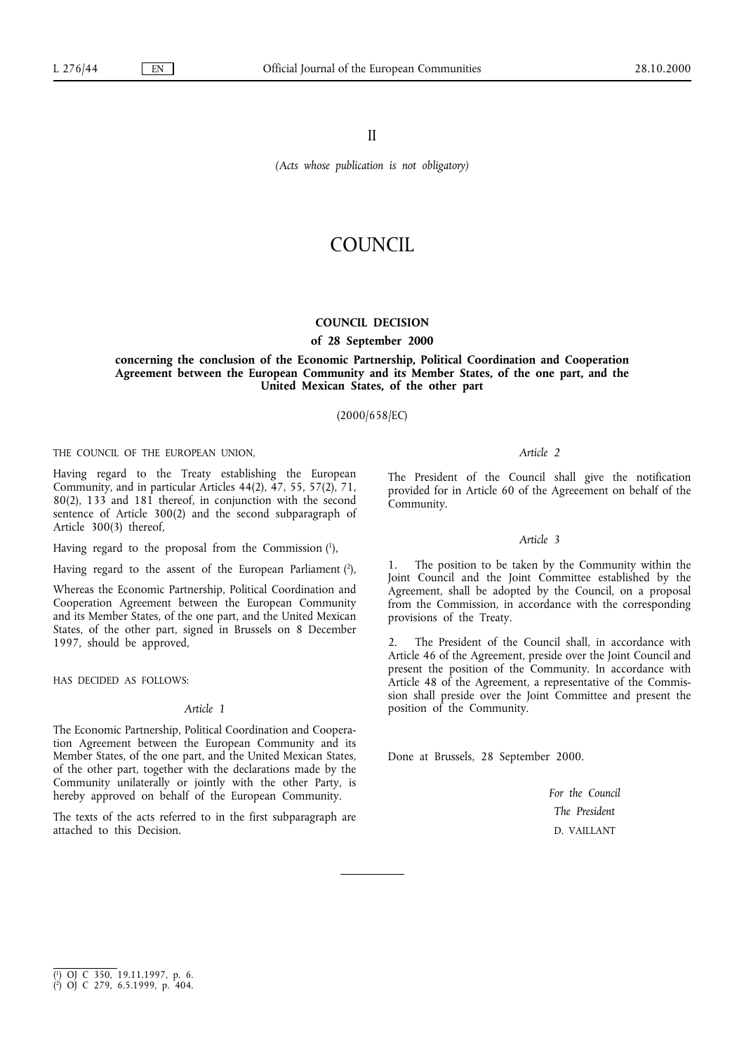II

*(Acts whose publication is not obligatory)*

# COUNCIL

## COUNCIL DECISION

### of 28 September 2000

### concerning the conclusion of the Economic Partnership, Political Coordination and Cooperation Agreement between the European Community and its Member States, of the one part, and the United Mexican States, of the other part

(2000/658/EC)

THE COUNCIL OF THE EUROPEAN UNION,

Having regard to the Treaty establishing the European Community, and in particular Articles 44(2), 47, 55, 57(2), 71, 80(2), 133 and 181 thereof, in conjunction with the second sentence of Article 300(2) and the second subparagraph of Article 300(3) thereof,

Having regard to the proposal from the Commission [1],

Having regard to the assent of the European Parliament [2],

Whereas the Economic Partnership, Political Coordination and Cooperation Agreement between the European Community and its Member States, of the one part, and the United Mexican States, of the other part, signed in Brussels on 8 December 1997, should be approved,

HAS DECIDED AS FOLLOWS:

*Article 1*

The Economic Partnership, Political Coordination and Cooperation Agreement between the European Community and its Member States, of the one part, and the United Mexican States, of the other part, together with the declarations made by the Community unilaterally or jointly with the other Party, is hereby approved on behalf of the European Community.

The texts of the acts referred to in the first subparagraph are attached to this Decision.

*Article 2*

The President of the Council shall give the notification provided for in Article 60 of the Agreeement on behalf of the Community.

*Article 3*

1. The position to be taken by the Community within the Joint Council and the Joint Committee established by the Agreement, shall be adopted by the Council, on a proposal from the Commission, in accordance with the corresponding provisions of the Treaty.

2. The President of the Council shall, in accordance with Article 46 of the Agreement, preside over the Joint Council and present the position of the Community. In accordance with Article 48 of the Agreement, a representative of the Commission shall preside over the Joint Committee and present the position of the Community.

Done at Brussels, 28 September 2000.

*For the Council*

*The President*

D. VAILLANT

---

[1] OJ C 350, 19.11.1997, p. 6.

[2] OJ C 279, 6.5.1999, p. 404.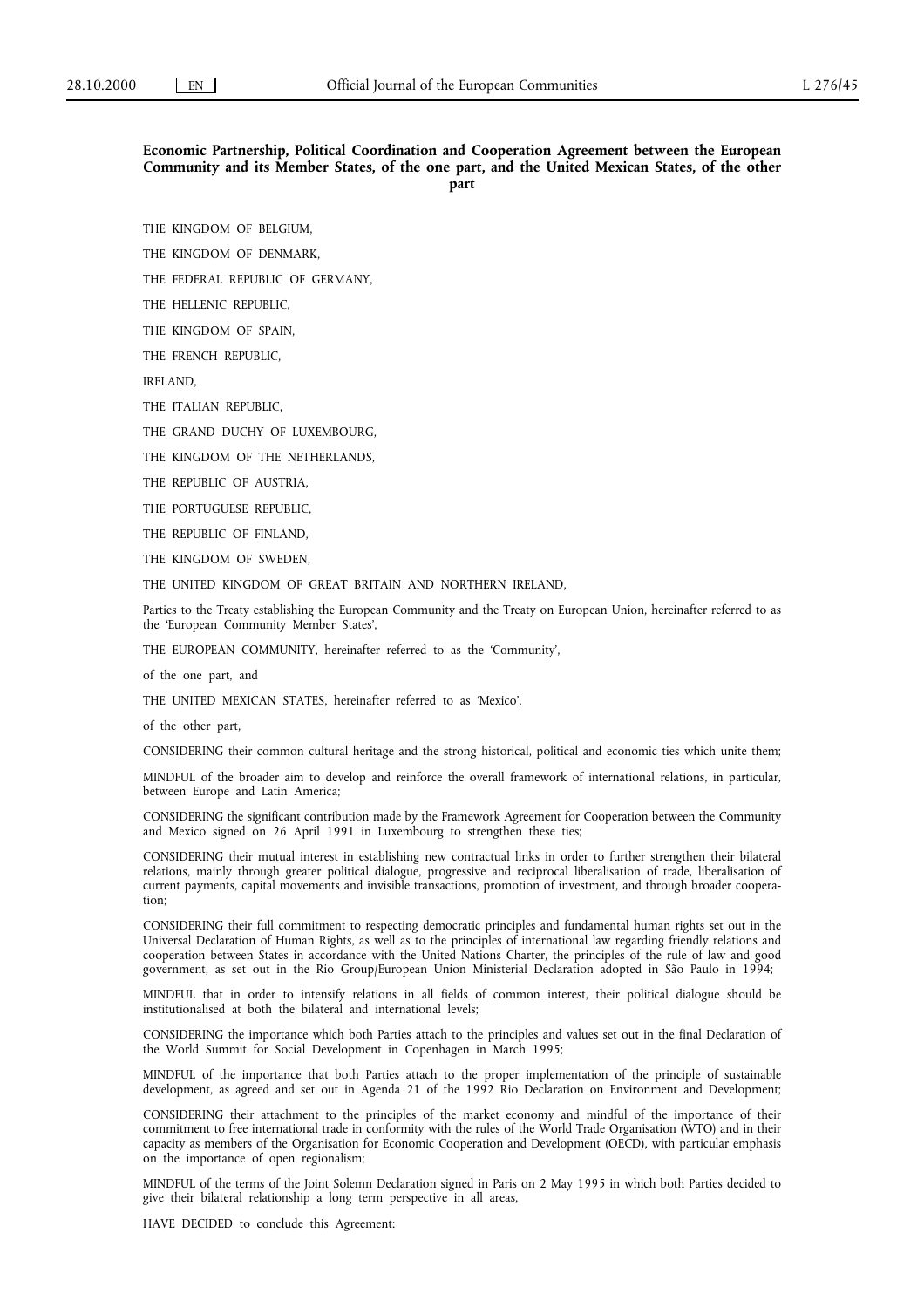**Economic Partnership, Political Coordination and Cooperation Agreement between the European Community and its Member States, of the one part, and the United Mexican States, of the other part**

THE KINGDOM OF BELGIUM,

THE KINGDOM OF DENMARK,

THE FEDERAL REPUBLIC OF GERMANY,

THE HELLENIC REPUBLIC,

THE KINGDOM OF SPAIN,

THE FRENCH REPUBLIC,

IRELAND,

THE ITALIAN REPUBLIC,

THE GRAND DUCHY OF LUXEMBOURG,

THE KINGDOM OF THE NETHERLANDS,

THE REPUBLIC OF AUSTRIA,

THE PORTUGUESE REPUBLIC,

THE REPUBLIC OF FINLAND,

THE KINGDOM OF SWEDEN,

THE UNITED KINGDOM OF GREAT BRITAIN AND NORTHERN IRELAND,

Parties to the Treaty establishing the European Community and the Treaty on European Union, hereinafter referred to as the 'European Community Member States',

THE EUROPEAN COMMUNITY, hereinafter referred to as the 'Community',

of the one part, and

THE UNITED MEXICAN STATES, hereinafter referred to as 'Mexico',

of the other part,

CONSIDERING their common cultural heritage and the strong historical, political and economic ties which unite them;

MINDFUL of the broader aim to develop and reinforce the overall framework of international relations, in particular, between Europe and Latin America;

CONSIDERING the significant contribution made by the Framework Agreement for Cooperation between the Community and Mexico signed on 26 April 1991 in Luxembourg to strengthen these ties;

CONSIDERING their mutual interest in establishing new contractual links in order to further strengthen their bilateral relations, mainly through greater political dialogue, progressive and reciprocal liberalisation of trade, liberalisation of current payments, capital movements and invisible transactions, promotion of investment, and through broader cooperation;

CONSIDERING their full commitment to respecting democratic principles and fundamental human rights set out in the Universal Declaration of Human Rights, as well as to the principles of international law regarding friendly relations and cooperation between States in accordance with the United Nations Charter, the principles of the rule of law and good government, as set out in the Rio Group/European Union Ministerial Declaration adopted in São Paulo in 1994;

MINDFUL that in order to intensify relations in all fields of common interest, their political dialogue should be institutionalised at both the bilateral and international levels;

CONSIDERING the importance which both Parties attach to the principles and values set out in the final Declaration of the World Summit for Social Development in Copenhagen in March 1995;

MINDFUL of the importance that both Parties attach to the proper implementation of the principle of sustainable development, as agreed and set out in Agenda 21 of the 1992 Rio Declaration on Environment and Development;

CONSIDERING their attachment to the principles of the market economy and mindful of the importance of their commitment to free international trade in conformity with the rules of the World Trade Organisation (WTO) and in their capacity as members of the Organisation for Economic Cooperation and Development (OECD), with particular emphasis on the importance of open regionalism;

MINDFUL of the terms of the Joint Solemn Declaration signed in Paris on 2 May 1995 in which both Parties decided to give their bilateral relationship a long term perspective in all areas,

HAVE DECIDED to conclude this Agreement: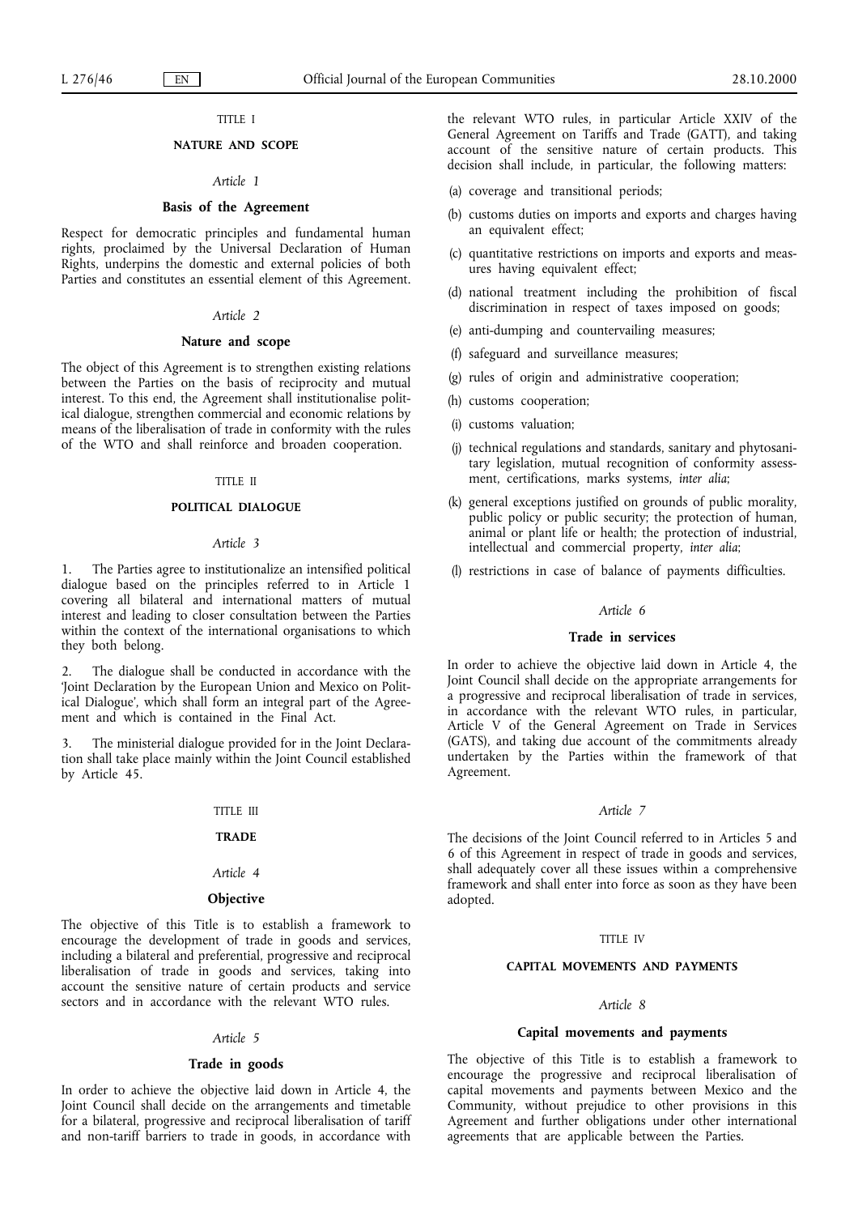TITLE I

## NATURE AND SCOPE

*Article 1*

### Basis of the Agreement

Respect for democratic principles and fundamental human rights, proclaimed by the Universal Declaration of Human Rights, underpins the domestic and external policies of both Parties and constitutes an essential element of this Agreement.

*Article 2*

### Nature and scope

The object of this Agreement is to strengthen existing relations between the Parties on the basis of reciprocity and mutual interest. To this end, the Agreement shall institutionalise political dialogue, strengthen commercial and economic relations by means of the liberalisation of trade in conformity with the rules of the WTO and shall reinforce and broaden cooperation.

TITLE II

## POLITICAL DIALOGUE

*Article 3*

1. The Parties agree to institutionalize an intensified political dialogue based on the principles referred to in Article 1 covering all bilateral and international matters of mutual interest and leading to closer consultation between the Parties within the context of the international organisations to which they both belong.

2. The dialogue shall be conducted in accordance with the 'Joint Declaration by the European Union and Mexico on Political Dialogue', which shall form an integral part of the Agreement and which is contained in the Final Act.

3. The ministerial dialogue provided for in the Joint Declaration shall take place mainly within the Joint Council established by Article 45.

TITLE III

## TRADE

*Article 4*

### Objective

The objective of this Title is to establish a framework to encourage the development of trade in goods and services, including a bilateral and preferential, progressive and reciprocal liberalisation of trade in goods and services, taking into account the sensitive nature of certain products and service sectors and in accordance with the relevant WTO rules.

*Article 5*

### Trade in goods

In order to achieve the objective laid down in Article 4, the Joint Council shall decide on the arrangements and timetable for a bilateral, progressive and reciprocal liberalisation of tariff and non-tariff barriers to trade in goods, in accordance with the relevant WTO rules, in particular Article XXIV of the General Agreement on Tariffs and Trade (GATT), and taking account of the sensitive nature of certain products. This decision shall include, in particular, the following matters:

(a) coverage and transitional periods;

(b) customs duties on imports and exports and charges having an equivalent effect;

(c) quantitative restrictions on imports and exports and measures having equivalent effect;

(d) national treatment including the prohibition of fiscal discrimination in respect of taxes imposed on goods;

(e) anti-dumping and countervailing measures;

(f) safeguard and surveillance measures;

(g) rules of origin and administrative cooperation;

(h) customs cooperation;

(i) customs valuation;

(j) technical regulations and standards, sanitary and phytosanitary legislation, mutual recognition of conformity assessment, certifications, marks systems, *inter alia*;

(k) general exceptions justified on grounds of public morality, public policy or public security; the protection of human, animal or plant life or health; the protection of industrial, intellectual and commercial property, *inter alia*;

(l) restrictions in case of balance of payments difficulties.

*Article 6*

### Trade in services

In order to achieve the objective laid down in Article 4, the Joint Council shall decide on the appropriate arrangements for a progressive and reciprocal liberalisation of trade in services, in accordance with the relevant WTO rules, in particular, Article V of the General Agreement on Trade in Services (GATS), and taking due account of the commitments already undertaken by the Parties within the framework of that Agreement.

*Article 7*

The decisions of the Joint Council referred to in Articles 5 and 6 of this Agreement in respect of trade in goods and services, shall adequately cover all these issues within a comprehensive framework and shall enter into force as soon as they have been adopted.

TITLE IV

## CAPITAL MOVEMENTS AND PAYMENTS

*Article 8*

### Capital movements and payments

The objective of this Title is to establish a framework to encourage the progressive and reciprocal liberalisation of capital movements and payments between Mexico and the Community, without prejudice to other provisions in this Agreement and further obligations under other international agreements that are applicable between the Parties.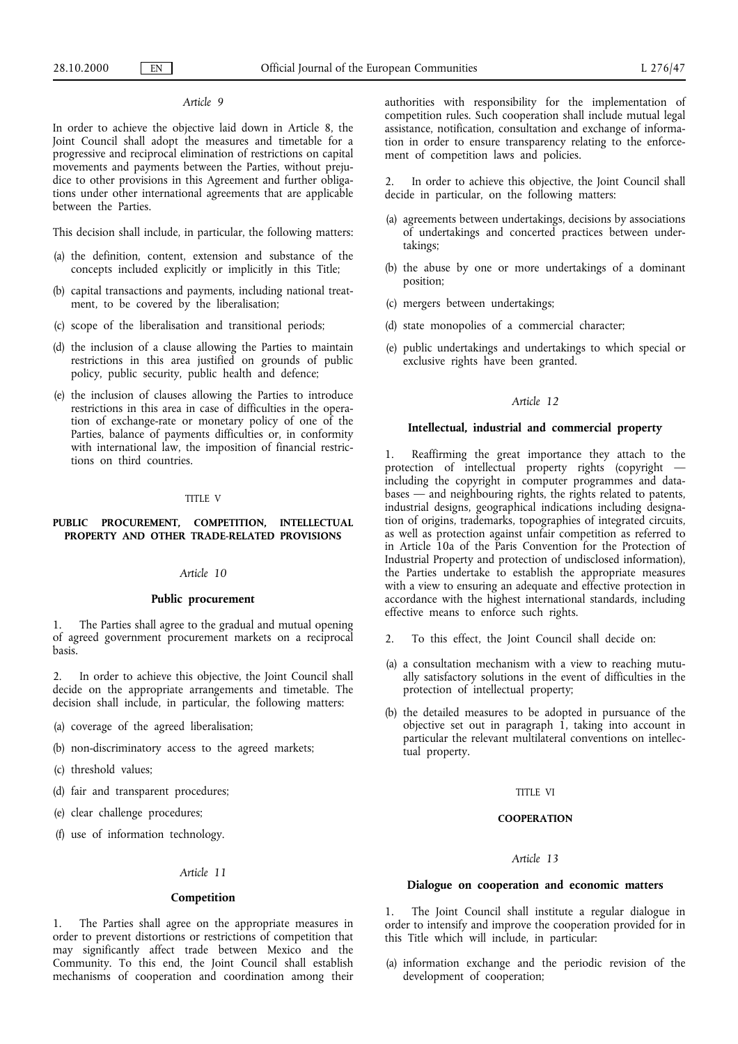*Article 9*

In order to achieve the objective laid down in Article 8, the Joint Council shall adopt the measures and timetable for a progressive and reciprocal elimination of restrictions on capital movements and payments between the Parties, without prejudice to other provisions in this Agreement and further obligations under other international agreements that are applicable between the Parties.

This decision shall include, in particular, the following matters:

(a) the definition, content, extension and substance of the concepts included explicitly or implicitly in this Title;

(b) capital transactions and payments, including national treatment, to be covered by the liberalisation;

(c) scope of the liberalisation and transitional periods;

(d) the inclusion of a clause allowing the Parties to maintain restrictions in this area justified on grounds of public policy, public security, public health and defence;

(e) the inclusion of clauses allowing the Parties to introduce restrictions in this area in case of difficulties in the operation of exchange-rate or monetary policy of one of the Parties, balance of payments difficulties or, in conformity with international law, the imposition of financial restrictions on third countries.

TITLE V

**PUBLIC PROCUREMENT, COMPETITION, INTELLECTUAL PROPERTY AND OTHER TRADE-RELATED PROVISIONS**

*Article 10*

**Public procurement**

1. The Parties shall agree to the gradual and mutual opening of agreed government procurement markets on a reciprocal basis.

2. In order to achieve this objective, the Joint Council shall decide on the appropriate arrangements and timetable. The decision shall include, in particular, the following matters:

(a) coverage of the agreed liberalisation;

(b) non-discriminatory access to the agreed markets;

(c) threshold values;

(d) fair and transparent procedures;

(e) clear challenge procedures;

(f) use of information technology.

*Article 11*

**Competition**

1. The Parties shall agree on the appropriate measures in order to prevent distortions or restrictions of competition that may significantly affect trade between Mexico and the Community. To this end, the Joint Council shall establish mechanisms of cooperation and coordination among their authorities with responsibility for the implementation of competition rules. Such cooperation shall include mutual legal assistance, notification, consultation and exchange of information in order to ensure transparency relating to the enforcement of competition laws and policies.

2. In order to achieve this objective, the Joint Council shall decide in particular, on the following matters:

(a) agreements between undertakings, decisions by associations of undertakings and concerted practices between undertakings;

(b) the abuse by one or more undertakings of a dominant position;

(c) mergers between undertakings;

(d) state monopolies of a commercial character;

(e) public undertakings and undertakings to which special or exclusive rights have been granted.

*Article 12*

**Intellectual, industrial and commercial property**

1. Reaffirming the great importance they attach to the protection of intellectual property rights (copyright — including the copyright in computer programmes and databases — and neighbouring rights, the rights related to patents, industrial designs, geographical indications including designation of origins, trademarks, topographies of integrated circuits, as well as protection against unfair competition as referred to in Article 10a of the Paris Convention for the Protection of Industrial Property and protection of undisclosed information), the Parties undertake to establish the appropriate measures with a view to ensuring an adequate and effective protection in accordance with the highest international standards, including effective means to enforce such rights.

2. To this effect, the Joint Council shall decide on:

(a) a consultation mechanism with a view to reaching mutually satisfactory solutions in the event of difficulties in the protection of intellectual property;

(b) the detailed measures to be adopted in pursuance of the objective set out in paragraph 1, taking into account in particular the relevant multilateral conventions on intellectual property.

TITLE VI

**COOPERATION**

*Article 13*

**Dialogue on cooperation and economic matters**

1. The Joint Council shall institute a regular dialogue in order to intensify and improve the cooperation provided for in this Title which will include, in particular:

(a) information exchange and the periodic revision of the development of cooperation;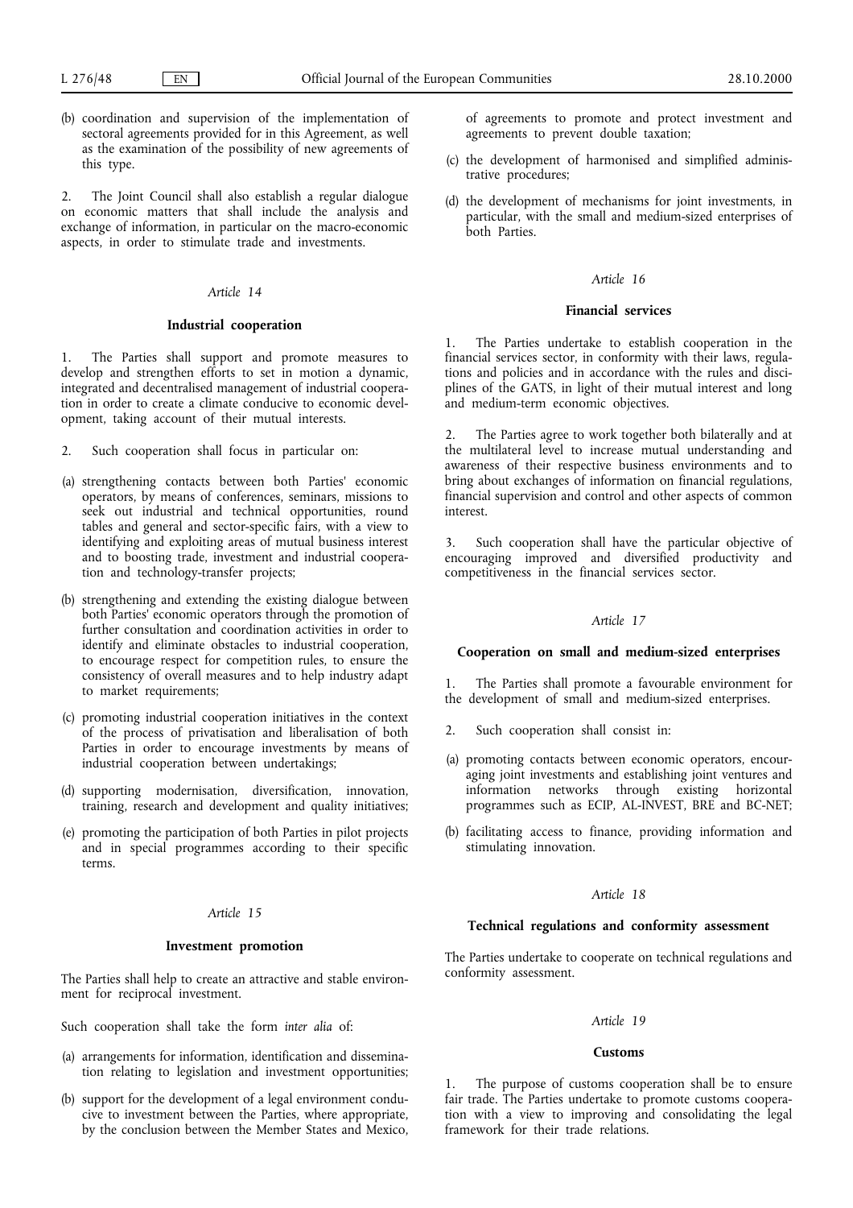(b) coordination and supervision of the implementation of sectoral agreements provided for in this Agreement, as well as the examination of the possibility of new agreements of this type.

2. The Joint Council shall also establish a regular dialogue on economic matters that shall include the analysis and exchange of information, in particular on the macro-economic aspects, in order to stimulate trade and investments.

*Article 14*

**Industrial cooperation**

1. The Parties shall support and promote measures to develop and strengthen efforts to set in motion a dynamic, integrated and decentralised management of industrial cooperation in order to create a climate conducive to economic development, taking account of their mutual interests.

2. Such cooperation shall focus in particular on:

(a) strengthening contacts between both Parties' economic operators, by means of conferences, seminars, missions to seek out industrial and technical opportunities, round tables and general and sector-specific fairs, with a view to identifying and exploiting areas of mutual business interest and to boosting trade, investment and industrial cooperation and technology-transfer projects;

(b) strengthening and extending the existing dialogue between both Parties' economic operators through the promotion of further consultation and coordination activities in order to identify and eliminate obstacles to industrial cooperation, to encourage respect for competition rules, to ensure the consistency of overall measures and to help industry adapt to market requirements;

(c) promoting industrial cooperation initiatives in the context of the process of privatisation and liberalisation of both Parties in order to encourage investments by means of industrial cooperation between undertakings;

(d) supporting modernisation, diversification, innovation, training, research and development and quality initiatives;

(e) promoting the participation of both Parties in pilot projects and in special programmes according to their specific terms.

*Article 15*

**Investment promotion**

The Parties shall help to create an attractive and stable environment for reciprocal investment.

Such cooperation shall take the form *inter alia* of:

(a) arrangements for information, identification and dissemination relating to legislation and investment opportunities;

(b) support for the development of a legal environment conducive to investment between the Parties, where appropriate, by the conclusion between the Member States and Mexico, of agreements to promote and protect investment and agreements to prevent double taxation;

(c) the development of harmonised and simplified administrative procedures;

(d) the development of mechanisms for joint investments, in particular, with the small and medium-sized enterprises of both Parties.

*Article 16*

**Financial services**

1. The Parties undertake to establish cooperation in the financial services sector, in conformity with their laws, regulations and policies and in accordance with the rules and disciplines of the GATS, in light of their mutual interest and long and medium-term economic objectives.

2. The Parties agree to work together both bilaterally and at the multilateral level to increase mutual understanding and awareness of their respective business environments and to bring about exchanges of information on financial regulations, financial supervision and control and other aspects of common interest.

3. Such cooperation shall have the particular objective of encouraging improved and diversified productivity and competitiveness in the financial services sector.

*Article 17*

**Cooperation on small and medium-sized enterprises**

1. The Parties shall promote a favourable environment for the development of small and medium-sized enterprises.

2. Such cooperation shall consist in:

(a) promoting contacts between economic operators, encouraging joint investments and establishing joint ventures and information networks through existing horizontal programmes such as ECIP, AL-INVEST, BRE and BC-NET;

(b) facilitating access to finance, providing information and stimulating innovation.

*Article 18*

**Technical regulations and conformity assessment**

The Parties undertake to cooperate on technical regulations and conformity assessment.

*Article 19*

**Customs**

1. The purpose of customs cooperation shall be to ensure fair trade. The Parties undertake to promote customs cooperation with a view to improving and consolidating the legal framework for their trade relations.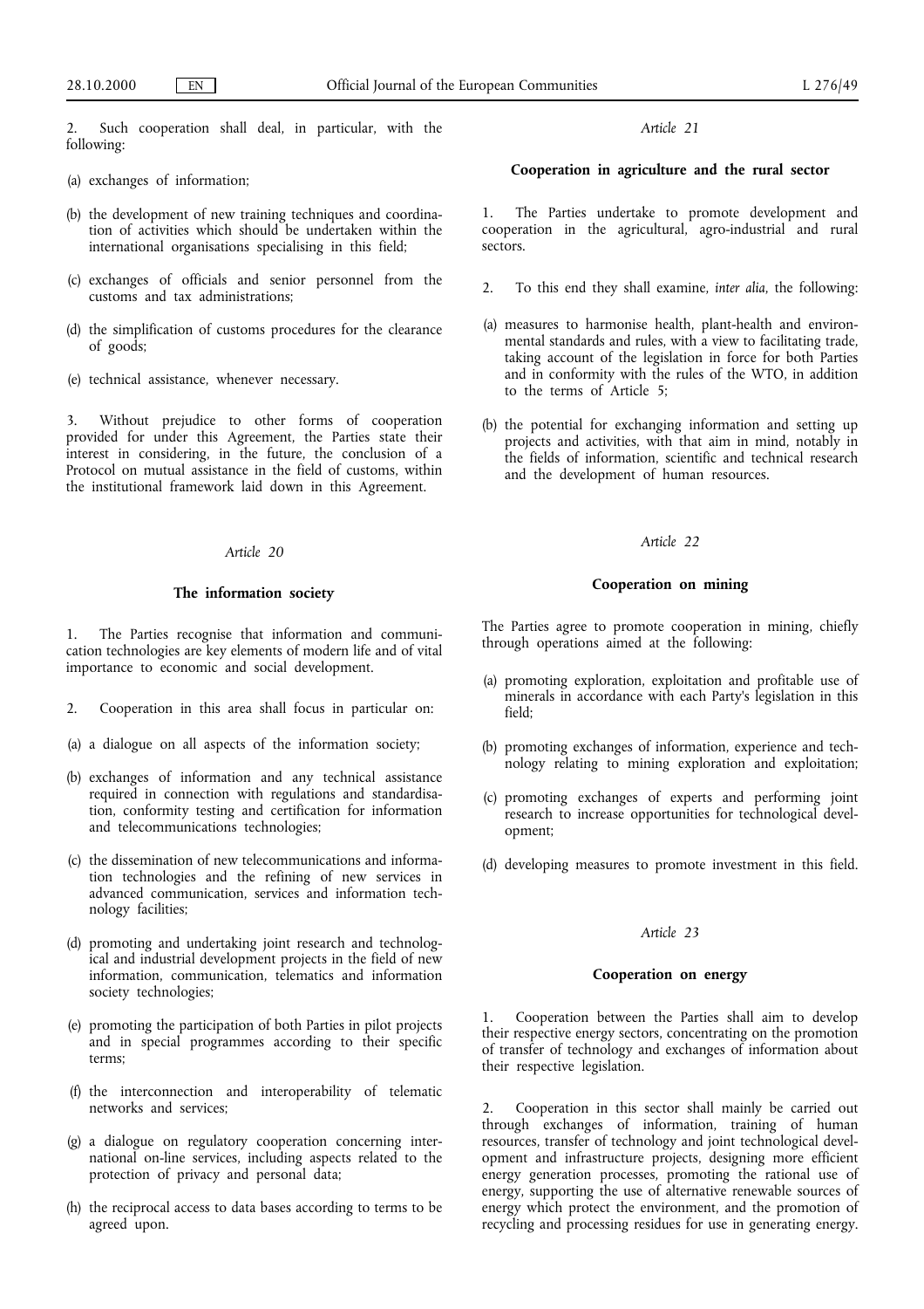2. Such cooperation shall deal, in particular, with the following:

(a) exchanges of information;

(b) the development of new training techniques and coordination of activities which should be undertaken within the international organisations specialising in this field;

(c) exchanges of officials and senior personnel from the customs and tax administrations;

(d) the simplification of customs procedures for the clearance of goods;

(e) technical assistance, whenever necessary.

3. Without prejudice to other forms of cooperation provided for under this Agreement, the Parties state their interest in considering, in the future, the conclusion of a Protocol on mutual assistance in the field of customs, within the institutional framework laid down in this Agreement.

*Article 20*

**The information society**

1. The Parties recognise that information and communication technologies are key elements of modern life and of vital importance to economic and social development.

2. Cooperation in this area shall focus in particular on:

(a) a dialogue on all aspects of the information society;

(b) exchanges of information and any technical assistance required in connection with regulations and standardisation, conformity testing and certification for information and telecommunications technologies;

(c) the dissemination of new telecommunications and information technologies and the refining of new services in advanced communication, services and information technology facilities;

(d) promoting and undertaking joint research and technological and industrial development projects in the field of new information, communication, telematics and information society technologies;

(e) promoting the participation of both Parties in pilot projects and in special programmes according to their specific terms;

(f) the interconnection and interoperability of telematic networks and services;

(g) a dialogue on regulatory cooperation concerning international on-line services, including aspects related to the protection of privacy and personal data;

(h) the reciprocal access to data bases according to terms to be agreed upon.

*Article 21*

**Cooperation in agriculture and the rural sector**

1. The Parties undertake to promote development and cooperation in the agricultural, agro-industrial and rural sectors.

2. To this end they shall examine, *inter alia*, the following:

(a) measures to harmonise health, plant-health and environmental standards and rules, with a view to facilitating trade, taking account of the legislation in force for both Parties and in conformity with the rules of the WTO, in addition to the terms of Article 5;

(b) the potential for exchanging information and setting up projects and activities, with that aim in mind, notably in the fields of information, scientific and technical research and the development of human resources.

*Article 22*

**Cooperation on mining**

The Parties agree to promote cooperation in mining, chiefly through operations aimed at the following:

(a) promoting exploration, exploitation and profitable use of minerals in accordance with each Party's legislation in this field;

(b) promoting exchanges of information, experience and technology relating to mining exploration and exploitation;

(c) promoting exchanges of experts and performing joint research to increase opportunities for technological development;

(d) developing measures to promote investment in this field.

*Article 23*

**Cooperation on energy**

1. Cooperation between the Parties shall aim to develop their respective energy sectors, concentrating on the promotion of transfer of technology and exchanges of information about their respective legislation.

2. Cooperation in this sector shall mainly be carried out through exchanges of information, training of human resources, transfer of technology and joint technological development and infrastructure projects, designing more efficient energy generation processes, promoting the rational use of energy, supporting the use of alternative renewable sources of energy which protect the environment, and the promotion of recycling and processing residues for use in generating energy.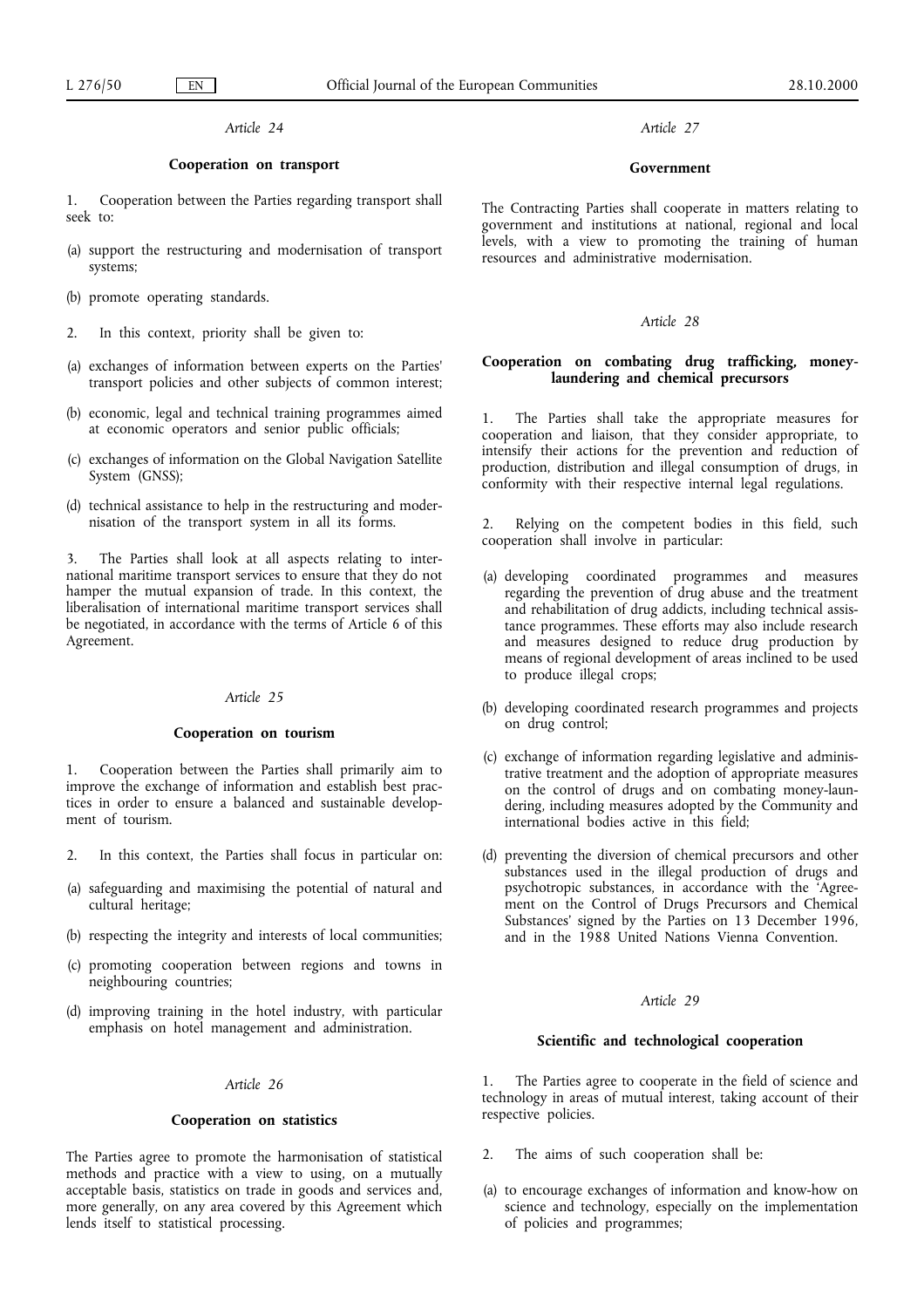*Article 24*

**Cooperation on transport**

1. Cooperation between the Parties regarding transport shall seek to:

(a) support the restructuring and modernisation of transport systems;

(b) promote operating standards.

2. In this context, priority shall be given to:

(a) exchanges of information between experts on the Parties' transport policies and other subjects of common interest;

(b) economic, legal and technical training programmes aimed at economic operators and senior public officials;

(c) exchanges of information on the Global Navigation Satellite System (GNSS);

(d) technical assistance to help in the restructuring and modernisation of the transport system in all its forms.

3. The Parties shall look at all aspects relating to international maritime transport services to ensure that they do not hamper the mutual expansion of trade. In this context, the liberalisation of international maritime transport services shall be negotiated, in accordance with the terms of Article 6 of this Agreement.

*Article 25*

**Cooperation on tourism**

1. Cooperation between the Parties shall primarily aim to improve the exchange of information and establish best practices in order to ensure a balanced and sustainable development of tourism.

2. In this context, the Parties shall focus in particular on:

(a) safeguarding and maximising the potential of natural and cultural heritage;

(b) respecting the integrity and interests of local communities;

(c) promoting cooperation between regions and towns in neighbouring countries;

(d) improving training in the hotel industry, with particular emphasis on hotel management and administration.

*Article 26*

**Cooperation on statistics**

The Parties agree to promote the harmonisation of statistical methods and practice with a view to using, on a mutually acceptable basis, statistics on trade in goods and services and, more generally, on any area covered by this Agreement which lends itself to statistical processing.

*Article 27*

**Government**

The Contracting Parties shall cooperate in matters relating to government and institutions at national, regional and local levels, with a view to promoting the training of human resources and administrative modernisation.

*Article 28*

**Cooperation on combating drug trafficking, money-laundering and chemical precursors**

1. The Parties shall take the appropriate measures for cooperation and liaison, that they consider appropriate, to intensify their actions for the prevention and reduction of production, distribution and illegal consumption of drugs, in conformity with their respective internal legal regulations.

2. Relying on the competent bodies in this field, such cooperation shall involve in particular:

(a) developing coordinated programmes and measures regarding the prevention of drug abuse and the treatment and rehabilitation of drug addicts, including technical assistance programmes. These efforts may also include research and measures designed to reduce drug production by means of regional development of areas inclined to be used to produce illegal crops;

(b) developing coordinated research programmes and projects on drug control;

(c) exchange of information regarding legislative and administrative treatment and the adoption of appropriate measures on the control of drugs and on combating money-laundering, including measures adopted by the Community and international bodies active in this field;

(d) preventing the diversion of chemical precursors and other substances used in the illegal production of drugs and psychotropic substances, in accordance with the 'Agreement on the Control of Drugs Precursors and Chemical Substances' signed by the Parties on 13 December 1996, and in the 1988 United Nations Vienna Convention.

*Article 29*

**Scientific and technological cooperation**

1. The Parties agree to cooperate in the field of science and technology in areas of mutual interest, taking account of their respective policies.

2. The aims of such cooperation shall be:

(a) to encourage exchanges of information and know-how on science and technology, especially on the implementation of policies and programmes;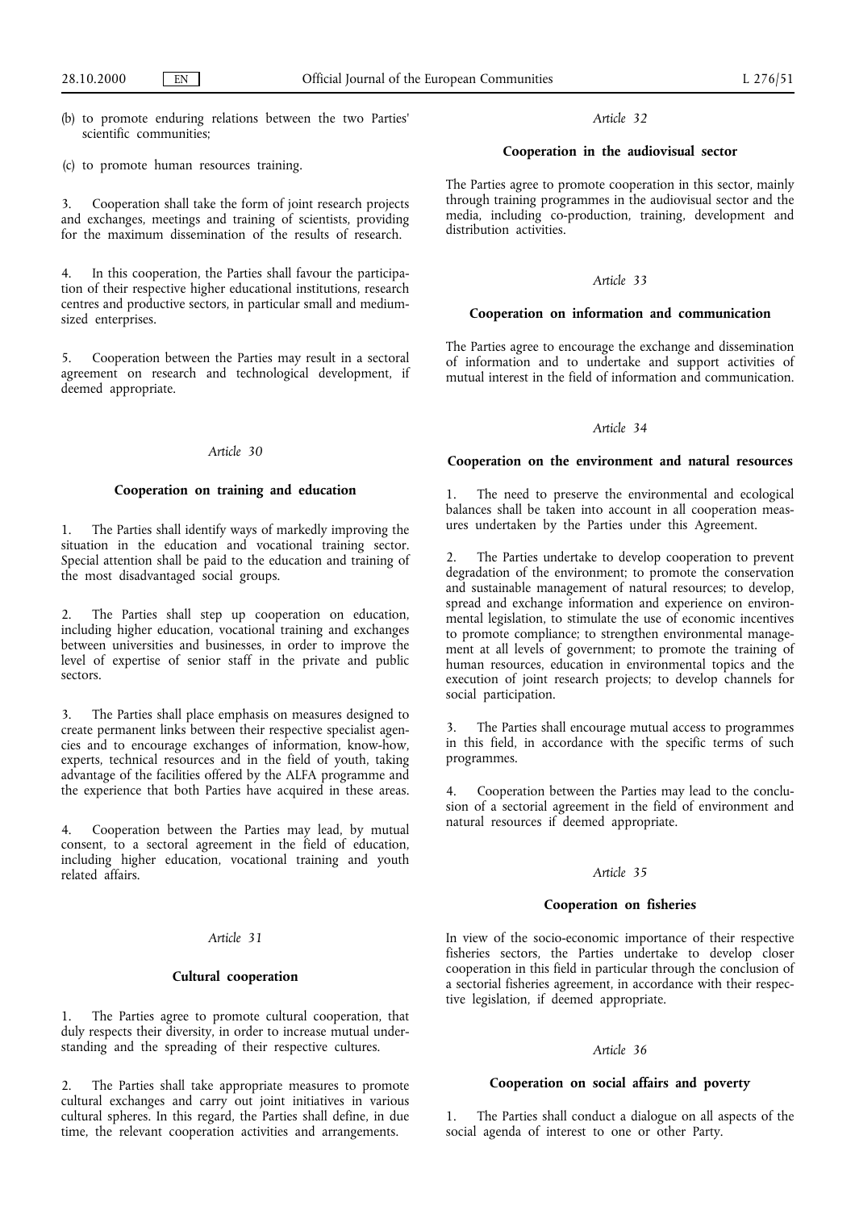(b) to promote enduring relations between the two Parties' scientific communities;

(c) to promote human resources training.

3. Cooperation shall take the form of joint research projects and exchanges, meetings and training of scientists, providing for the maximum dissemination of the results of research.

4. In this cooperation, the Parties shall favour the participation of their respective higher educational institutions, research centres and productive sectors, in particular small and medium-sized enterprises.

5. Cooperation between the Parties may result in a sectoral agreement on research and technological development, if deemed appropriate.

*Article 30*

**Cooperation on training and education**

1. The Parties shall identify ways of markedly improving the situation in the education and vocational training sector. Special attention shall be paid to the education and training of the most disadvantaged social groups.

2. The Parties shall step up cooperation on education, including higher education, vocational training and exchanges between universities and businesses, in order to improve the level of expertise of senior staff in the private and public sectors.

3. The Parties shall place emphasis on measures designed to create permanent links between their respective specialist agencies and to encourage exchanges of information, know-how, experts, technical resources and in the field of youth, taking advantage of the facilities offered by the ALFA programme and the experience that both Parties have acquired in these areas.

4. Cooperation between the Parties may lead, by mutual consent, to a sectoral agreement in the field of education, including higher education, vocational training and youth related affairs.

*Article 31*

**Cultural cooperation**

1. The Parties agree to promote cultural cooperation, that duly respects their diversity, in order to increase mutual understanding and the spreading of their respective cultures.

2. The Parties shall take appropriate measures to promote cultural exchanges and carry out joint initiatives in various cultural spheres. In this regard, the Parties shall define, in due time, the relevant cooperation activities and arrangements.

*Article 32*

**Cooperation in the audiovisual sector**

The Parties agree to promote cooperation in this sector, mainly through training programmes in the audiovisual sector and the media, including co-production, training, development and distribution activities.

*Article 33*

**Cooperation on information and communication**

The Parties agree to encourage the exchange and dissemination of information and to undertake and support activities of mutual interest in the field of information and communication.

*Article 34*

**Cooperation on the environment and natural resources**

1. The need to preserve the environmental and ecological balances shall be taken into account in all cooperation measures undertaken by the Parties under this Agreement.

2. The Parties undertake to develop cooperation to prevent degradation of the environment; to promote the conservation and sustainable management of natural resources; to develop, spread and exchange information and experience on environmental legislation, to stimulate the use of economic incentives to promote compliance; to strengthen environmental management at all levels of government; to promote the training of human resources, education in environmental topics and the execution of joint research projects; to develop channels for social participation.

3. The Parties shall encourage mutual access to programmes in this field, in accordance with the specific terms of such programmes.

4. Cooperation between the Parties may lead to the conclusion of a sectorial agreement in the field of environment and natural resources if deemed appropriate.

*Article 35*

**Cooperation on fisheries**

In view of the socio-economic importance of their respective fisheries sectors, the Parties undertake to develop closer cooperation in this field in particular through the conclusion of a sectorial fisheries agreement, in accordance with their respective legislation, if deemed appropriate.

*Article 36*

**Cooperation on social affairs and poverty**

1. The Parties shall conduct a dialogue on all aspects of the social agenda of interest to one or other Party.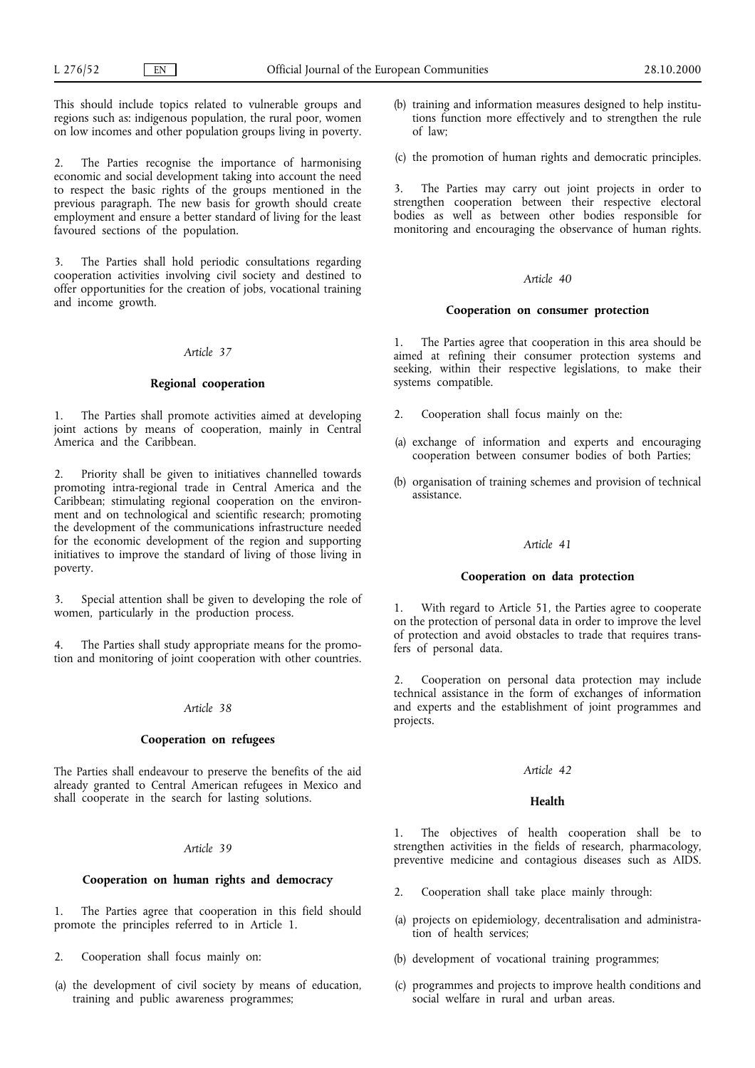This should include topics related to vulnerable groups and regions such as: indigenous population, the rural poor, women on low incomes and other population groups living in poverty.

2. The Parties recognise the importance of harmonising economic and social development taking into account the need to respect the basic rights of the groups mentioned in the previous paragraph. The new basis for growth should create employment and ensure a better standard of living for the least favoured sections of the population.

3. The Parties shall hold periodic consultations regarding cooperation activities involving civil society and destined to offer opportunities for the creation of jobs, vocational training and income growth.

*Article 37*

**Regional cooperation**

1. The Parties shall promote activities aimed at developing joint actions by means of cooperation, mainly in Central America and the Caribbean.

2. Priority shall be given to initiatives channelled towards promoting intra-regional trade in Central America and the Caribbean; stimulating regional cooperation on the environment and on technological and scientific research; promoting the development of the communications infrastructure needed for the economic development of the region and supporting initiatives to improve the standard of living of those living in poverty.

3. Special attention shall be given to developing the role of women, particularly in the production process.

4. The Parties shall study appropriate means for the promotion and monitoring of joint cooperation with other countries.

*Article 38*

**Cooperation on refugees**

The Parties shall endeavour to preserve the benefits of the aid already granted to Central American refugees in Mexico and shall cooperate in the search for lasting solutions.

*Article 39*

**Cooperation on human rights and democracy**

1. The Parties agree that cooperation in this field should promote the principles referred to in Article 1.

2. Cooperation shall focus mainly on:

(a) the development of civil society by means of education, training and public awareness programmes;

(b) training and information measures designed to help institutions function more effectively and to strengthen the rule of law;

(c) the promotion of human rights and democratic principles.

3. The Parties may carry out joint projects in order to strengthen cooperation between their respective electoral bodies as well as between other bodies responsible for monitoring and encouraging the observance of human rights.

*Article 40*

**Cooperation on consumer protection**

1. The Parties agree that cooperation in this area should be aimed at refining their consumer protection systems and seeking, within their respective legislations, to make their systems compatible.

2. Cooperation shall focus mainly on the:

(a) exchange of information and experts and encouraging cooperation between consumer bodies of both Parties;

(b) organisation of training schemes and provision of technical assistance.

*Article 41*

**Cooperation on data protection**

1. With regard to Article 51, the Parties agree to cooperate on the protection of personal data in order to improve the level of protection and avoid obstacles to trade that requires transfers of personal data.

2. Cooperation on personal data protection may include technical assistance in the form of exchanges of information and experts and the establishment of joint programmes and projects.

*Article 42*

**Health**

1. The objectives of health cooperation shall be to strengthen activities in the fields of research, pharmacology, preventive medicine and contagious diseases such as AIDS.

2. Cooperation shall take place mainly through:

(a) projects on epidemiology, decentralisation and administration of health services;

(b) development of vocational training programmes;

(c) programmes and projects to improve health conditions and social welfare in rural and urban areas.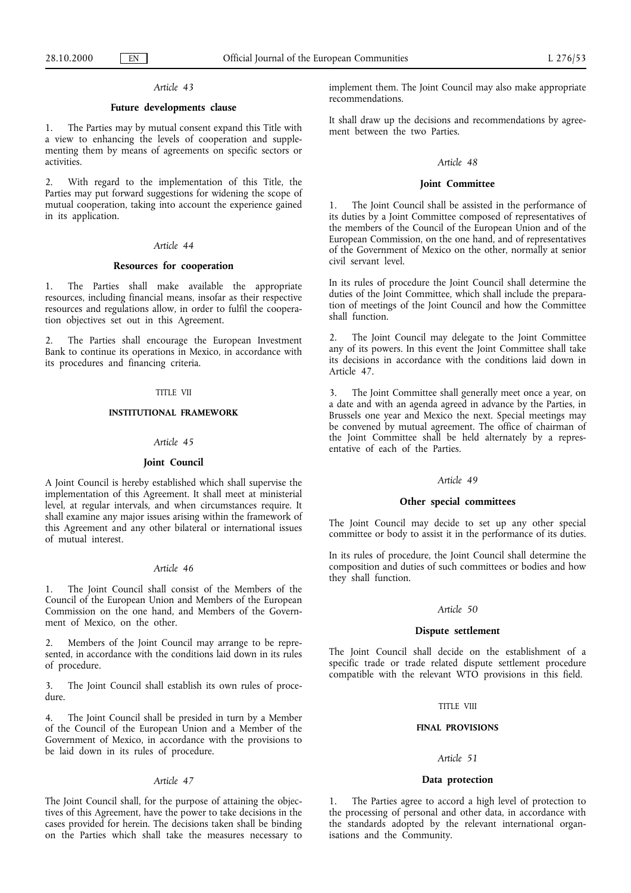*Article 43*

**Future developments clause**

1. The Parties may by mutual consent expand this Title with a view to enhancing the levels of cooperation and supplementing them by means of agreements on specific sectors or activities.

2. With regard to the implementation of this Title, the Parties may put forward suggestions for widening the scope of mutual cooperation, taking into account the experience gained in its application.

*Article 44*

**Resources for cooperation**

1. The Parties shall make available the appropriate resources, including financial means, insofar as their respective resources and regulations allow, in order to fulfil the cooperation objectives set out in this Agreement.

2. The Parties shall encourage the European Investment Bank to continue its operations in Mexico, in accordance with its procedures and financing criteria.

TITLE VII

**INSTITUTIONAL FRAMEWORK**

*Article 45*

**Joint Council**

A Joint Council is hereby established which shall supervise the implementation of this Agreement. It shall meet at ministerial level, at regular intervals, and when circumstances require. It shall examine any major issues arising within the framework of this Agreement and any other bilateral or international issues of mutual interest.

*Article 46*

1. The Joint Council shall consist of the Members of the Council of the European Union and Members of the European Commission on the one hand, and Members of the Government of Mexico, on the other.

2. Members of the Joint Council may arrange to be represented, in accordance with the conditions laid down in its rules of procedure.

3. The Joint Council shall establish its own rules of procedure.

4. The Joint Council shall be presided in turn by a Member of the Council of the European Union and a Member of the Government of Mexico, in accordance with the provisions to be laid down in its rules of procedure.

*Article 47*

The Joint Council shall, for the purpose of attaining the objectives of this Agreement, have the power to take decisions in the cases provided for herein. The decisions taken shall be binding on the Parties which shall take the measures necessary to implement them. The Joint Council may also make appropriate recommendations.

It shall draw up the decisions and recommendations by agreement between the two Parties.

*Article 48*

**Joint Committee**

1. The Joint Council shall be assisted in the performance of its duties by a Joint Committee composed of representatives of the members of the Council of the European Union and of the European Commission, on the one hand, and of representatives of the Government of Mexico on the other, normally at senior civil servant level.

In its rules of procedure the Joint Council shall determine the duties of the Joint Committee, which shall include the preparation of meetings of the Joint Council and how the Committee shall function.

2. The Joint Council may delegate to the Joint Committee any of its powers. In this event the Joint Committee shall take its decisions in accordance with the conditions laid down in Article 47.

3. The Joint Committee shall generally meet once a year, on a date and with an agenda agreed in advance by the Parties, in Brussels one year and Mexico the next. Special meetings may be convened by mutual agreement. The office of chairman of the Joint Committee shall be held alternately by a representative of each of the Parties.

*Article 49*

**Other special committees**

The Joint Council may decide to set up any other special committee or body to assist it in the performance of its duties.

In its rules of procedure, the Joint Council shall determine the composition and duties of such committees or bodies and how they shall function.

*Article 50*

**Dispute settlement**

The Joint Council shall decide on the establishment of a specific trade or trade related dispute settlement procedure compatible with the relevant WTO provisions in this field.

TITLE VIII

**FINAL PROVISIONS**

*Article 51*

**Data protection**

1. The Parties agree to accord a high level of protection to the processing of personal and other data, in accordance with the standards adopted by the relevant international organisations and the Community.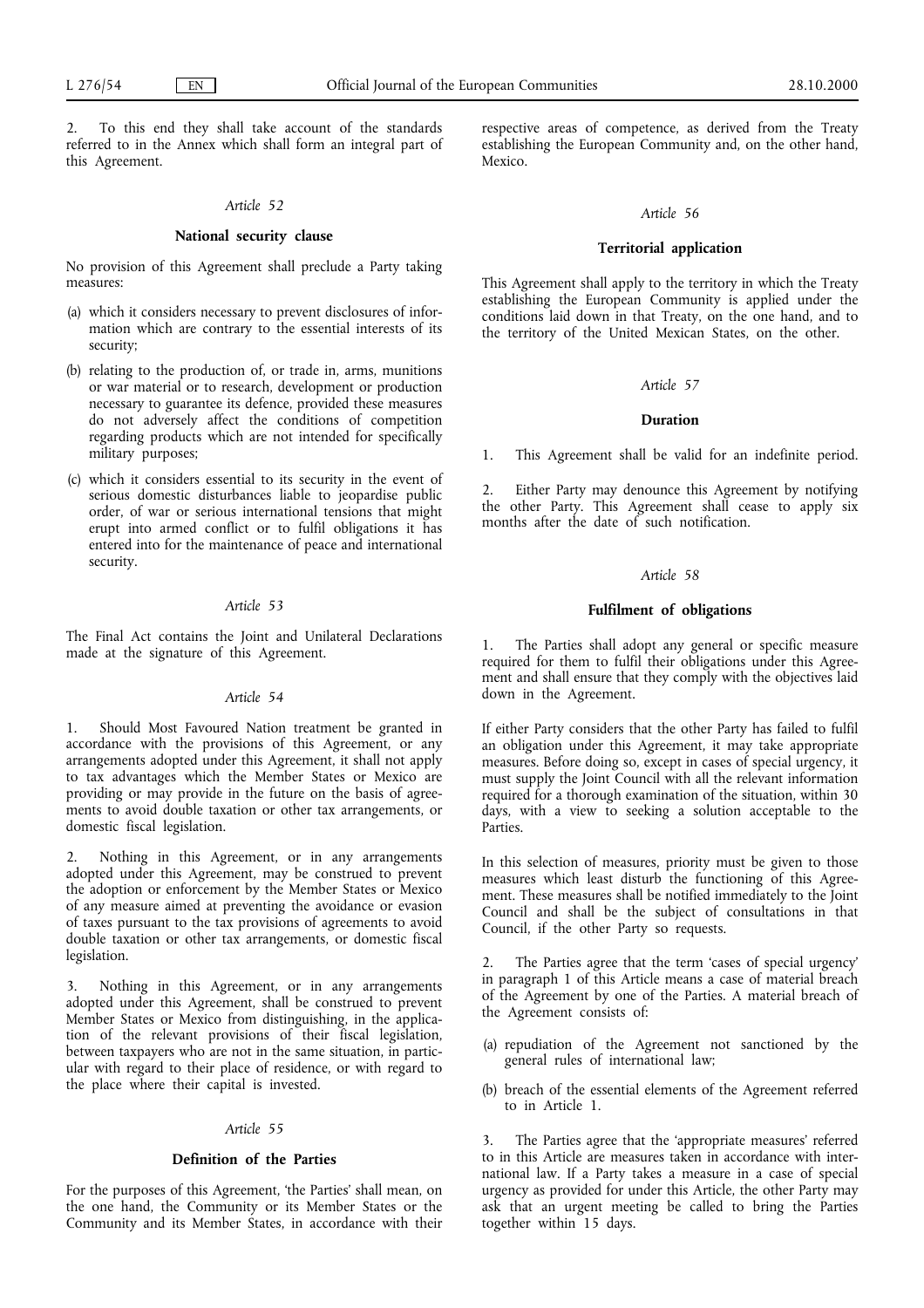2. To this end they shall take account of the standards referred to in the Annex which shall form an integral part of this Agreement.

*Article 52*

**National security clause**

No provision of this Agreement shall preclude a Party taking measures:

(a) which it considers necessary to prevent disclosures of information which are contrary to the essential interests of its security;

(b) relating to the production of, or trade in, arms, munitions or war material or to research, development or production necessary to guarantee its defence, provided these measures do not adversely affect the conditions of competition regarding products which are not intended for specifically military purposes;

(c) which it considers essential to its security in the event of serious domestic disturbances liable to jeopardise public order, of war or serious international tensions that might erupt into armed conflict or to fulfil obligations it has entered into for the maintenance of peace and international security.

*Article 53*

The Final Act contains the Joint and Unilateral Declarations made at the signature of this Agreement.

*Article 54*

1. Should Most Favoured Nation treatment be granted in accordance with the provisions of this Agreement, or any arrangements adopted under this Agreement, it shall not apply to tax advantages which the Member States or Mexico are providing or may provide in the future on the basis of agreements to avoid double taxation or other tax arrangements, or domestic fiscal legislation.

2. Nothing in this Agreement, or in any arrangements adopted under this Agreement, may be construed to prevent the adoption or enforcement by the Member States or Mexico of any measure aimed at preventing the avoidance or evasion of taxes pursuant to the tax provisions of agreements to avoid double taxation or other tax arrangements, or domestic fiscal legislation.

3. Nothing in this Agreement, or in any arrangements adopted under this Agreement, shall be construed to prevent Member States or Mexico from distinguishing, in the application of the relevant provisions of their fiscal legislation, between taxpayers who are not in the same situation, in particular with regard to their place of residence, or with regard to the place where their capital is invested.

*Article 55*

**Definition of the Parties**

For the purposes of this Agreement, 'the Parties' shall mean, on the one hand, the Community or its Member States or the Community and its Member States, in accordance with their respective areas of competence, as derived from the Treaty establishing the European Community and, on the other hand, Mexico.

*Article 56*

**Territorial application**

This Agreement shall apply to the territory in which the Treaty establishing the European Community is applied under the conditions laid down in that Treaty, on the one hand, and to the territory of the United Mexican States, on the other.

*Article 57*

**Duration**

1. This Agreement shall be valid for an indefinite period.

2. Either Party may denounce this Agreement by notifying the other Party. This Agreement shall cease to apply six months after the date of such notification.

*Article 58*

**Fulfilment of obligations**

1. The Parties shall adopt any general or specific measure required for them to fulfil their obligations under this Agreement and shall ensure that they comply with the objectives laid down in the Agreement.

If either Party considers that the other Party has failed to fulfil an obligation under this Agreement, it may take appropriate measures. Before doing so, except in cases of special urgency, it must supply the Joint Council with all the relevant information required for a thorough examination of the situation, within 30 days, with a view to seeking a solution acceptable to the Parties.

In this selection of measures, priority must be given to those measures which least disturb the functioning of this Agreement. These measures shall be notified immediately to the Joint Council and shall be the subject of consultations in that Council, if the other Party so requests.

2. The Parties agree that the term 'cases of special urgency' in paragraph 1 of this Article means a case of material breach of the Agreement by one of the Parties. A material breach of the Agreement consists of:

(a) repudiation of the Agreement not sanctioned by the general rules of international law;

(b) breach of the essential elements of the Agreement referred to in Article 1.

3. The Parties agree that the 'appropriate measures' referred to in this Article are measures taken in accordance with international law. If a Party takes a measure in a case of special urgency as provided for under this Article, the other Party may ask that an urgent meeting be called to bring the Parties together within 15 days.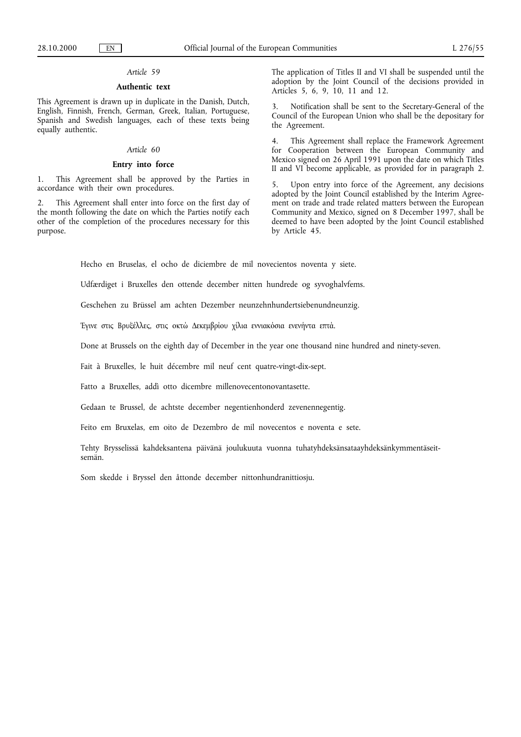*Article 59*

**Authentic text**

This Agreement is drawn up in duplicate in the Danish, Dutch, English, Finnish, French, German, Greek, Italian, Portuguese, Spanish and Swedish languages, each of these texts being equally authentic.

*Article 60*

**Entry into force**

1. This Agreement shall be approved by the Parties in accordance with their own procedures.

2. This Agreement shall enter into force on the first day of the month following the date on which the Parties notify each other of the completion of the procedures necessary for this purpose.

The application of Titles II and VI shall be suspended until the adoption by the Joint Council of the decisions provided in Articles 5, 6, 9, 10, 11 and 12.

3. Notification shall be sent to the Secretary-General of the Council of the European Union who shall be the depositary for the Agreement.

4. This Agreement shall replace the Framework Agreement for Cooperation between the European Community and Mexico signed on 26 April 1991 upon the date on which Titles II and VI become applicable, as provided for in paragraph 2.

5. Upon entry into force of the Agreement, any decisions adopted by the Joint Council established by the Interim Agreement on trade and trade related matters between the European Community and Mexico, signed on 8 December 1997, shall be deemed to have been adopted by the Joint Council established by Article 45.

Hecho en Bruselas, el ocho de diciembre de mil novecientos noventa y siete.

Udfærdiget i Bruxelles den ottende december nitten hundrede og syvoghalvfems.

Geschehen zu Brüssel am achten Dezember neunzehnhundertsiebenundneunzig.

Έγινε στις Βρυξέλλες, στις οκτώ Δεκεμβρίου χίλια εννιακόσια ενενήντα επτά.

Done at Brussels on the eighth day of December in the year one thousand nine hundred and ninety-seven.

Fait à Bruxelles, le huit décembre mil neuf cent quatre-vingt-dix-sept.

Fatto a Bruxelles, addì otto dicembre millenovecentonovantasette.

Gedaan te Brussel, de achtste december negentienhonderd zevenennegentig.

Feito em Bruxelas, em oito de Dezembro de mil novecentos e noventa e sete.

Tehty Brysselissä kahdeksantena päivänä joulukuuta vuonna tuhatyhdeksänsataayhdeksänkymmentäseitsemän.

Som skedde i Bryssel den åttonde december nittonhundranittiosju.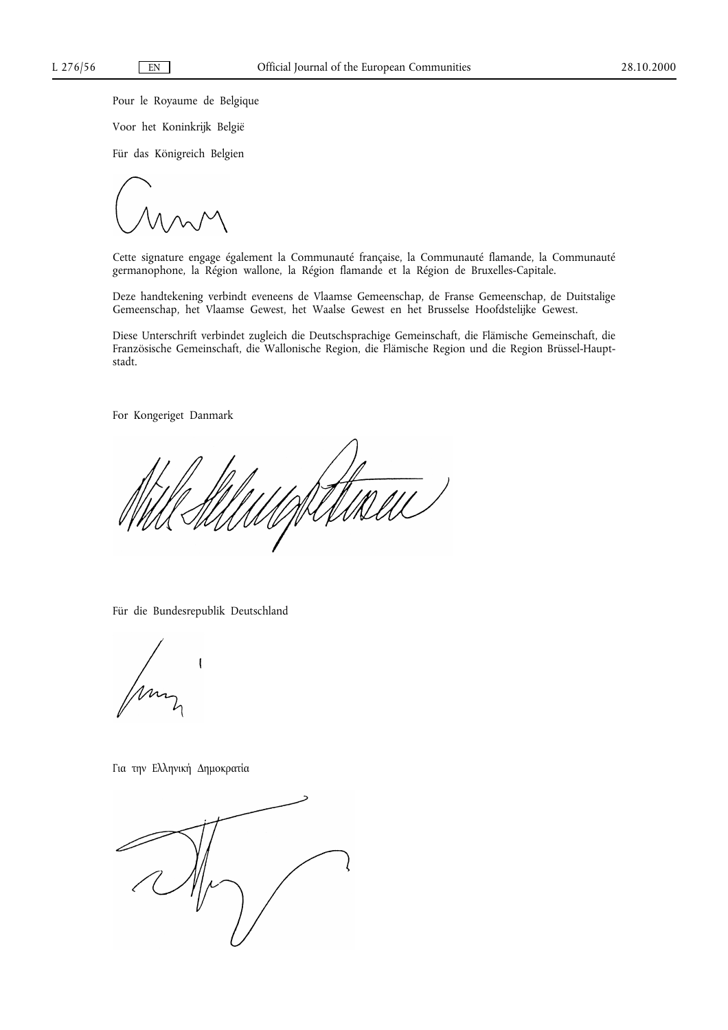Pour le Royaume de Belgique

Voor het Koninkrijk België

Für das Königreich Belgien

Cette signature engage également la Communauté française, la Communauté flamande, la Communauté germanophone, la Région wallone, la Région flamande et la Région de Bruxelles-Capitale.

Deze handtekening verbindt eveneens de Vlaamse Gemeenschap, de Franse Gemeenschap, de Duitstalige Gemeenschap, het Vlaamse Gewest, het Waalse Gewest en het Brusselse Hoofdstelijke Gewest.

Diese Unterschrift verbindet zugleich die Deutschsprachige Gemeinschaft, die Flämische Gemeinschaft, die Französische Gemeinschaft, die Wallonische Region, die Flämische Region und die Region Brüssel-Hauptstadt.

For Kongeriget Danmark

Für die Bundesrepublik Deutschland

Για την Ελληνική Δημοκρατία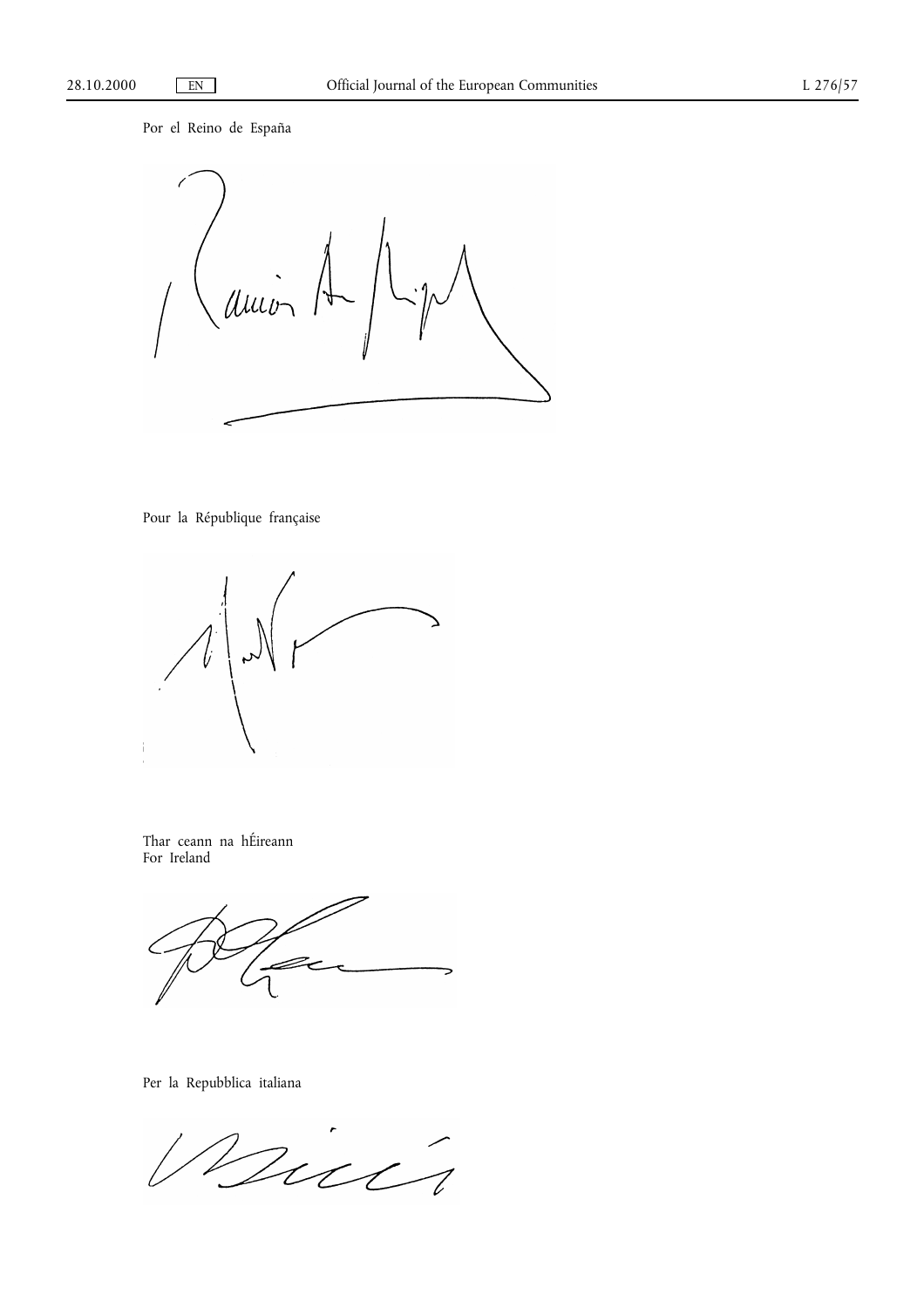Por el Reino de España

Pour la République française

Thar ceann na hÉireann
For Ireland

Per la Repubblica italiana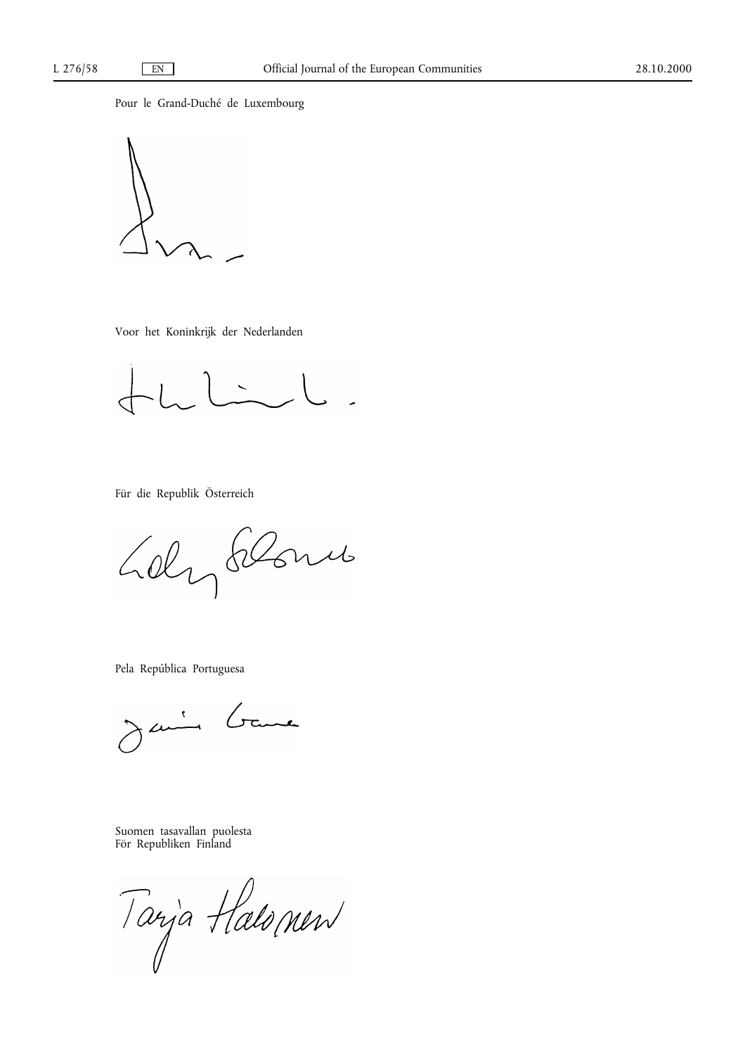Pour le Grand-Duché de Luxembourg

Voor het Koninkrijk der Nederlanden

Für die Republik Österreich

Pela República Portuguesa

Suomen tasavallan puolesta
För Republiken Finland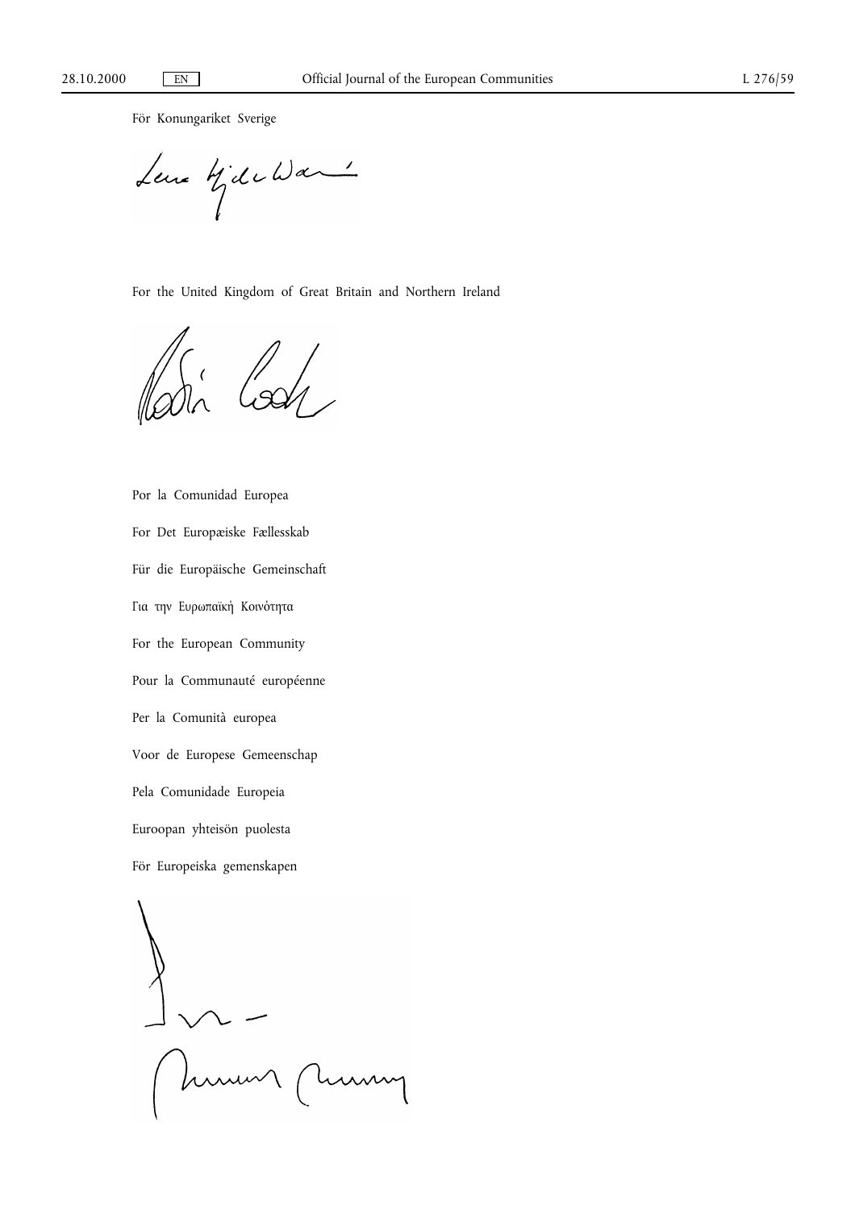För Konungariket Sverige

For the United Kingdom of Great Britain and Northern Ireland

Por la Comunidad Europea

For Det Europæiske Fællesskab

Für die Europäische Gemeinschaft

Για την Ευρωπαϊκή Κοινότητα

For the European Community

Pour la Communauté européenne

Per la Comunità europea

Voor de Europese Gemeenschap

Pela Comunidade Europeia

Euroopan yhteisön puolesta

För Europeiska gemenskapen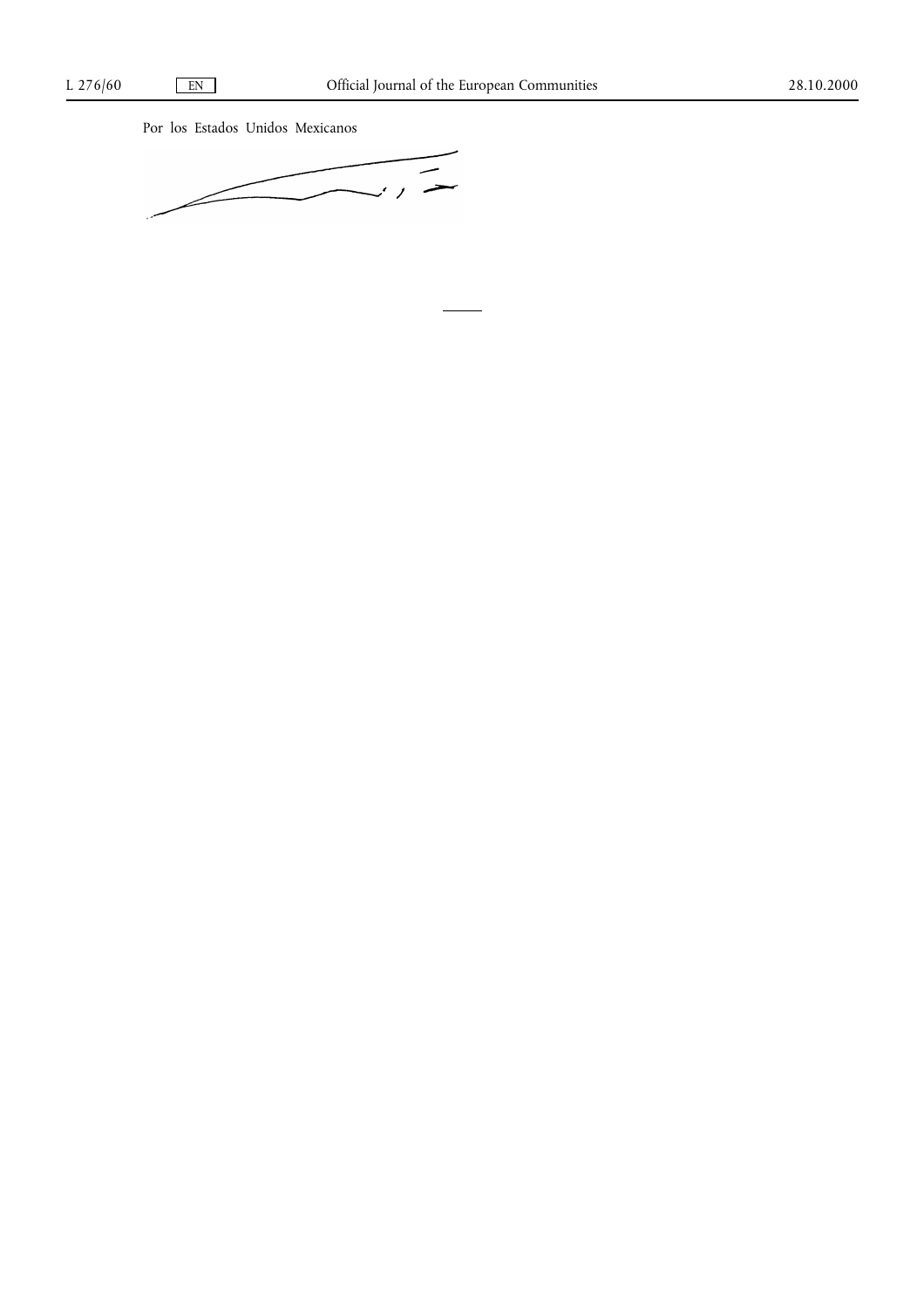Por los Estados Unidos Mexicanos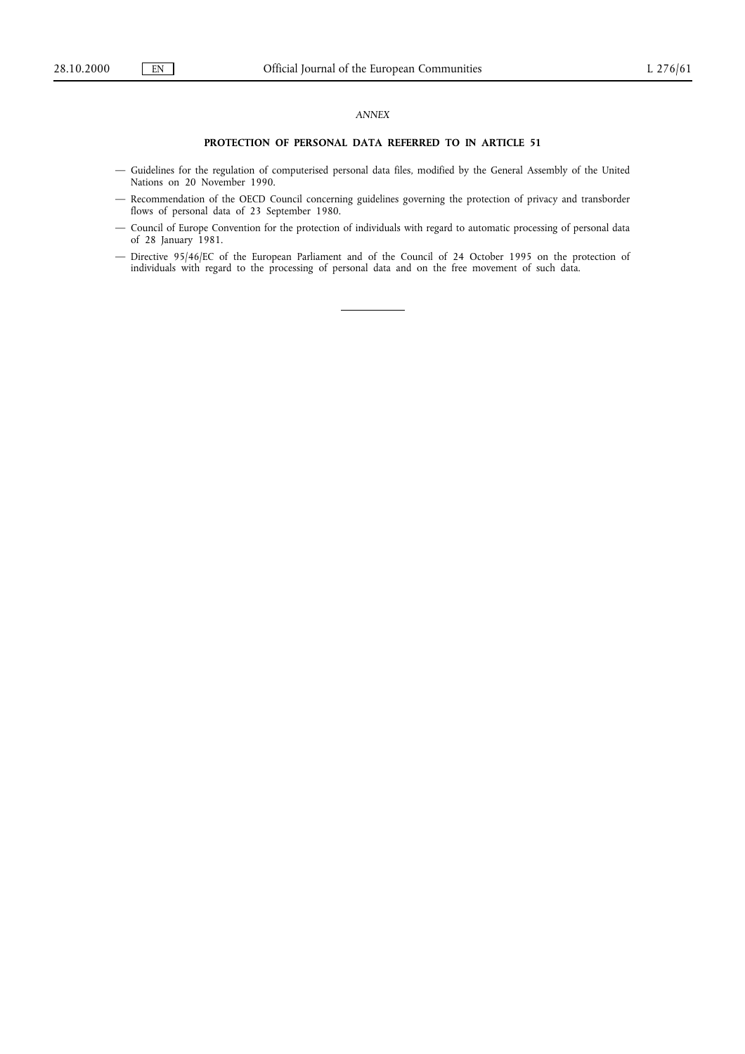*ANNEX*

**PROTECTION OF PERSONAL DATA REFERRED TO IN ARTICLE 51**

— Guidelines for the regulation of computerised personal data files, modified by the General Assembly of the United Nations on 20 November 1990.

— Recommendation of the OECD Council concerning guidelines governing the protection of privacy and transborder flows of personal data of 23 September 1980.

— Council of Europe Convention for the protection of individuals with regard to automatic processing of personal data of 28 January 1981.

— Directive 95/46/EC of the European Parliament and of the Council of 24 October 1995 on the protection of individuals with regard to the processing of personal data and on the free movement of such data.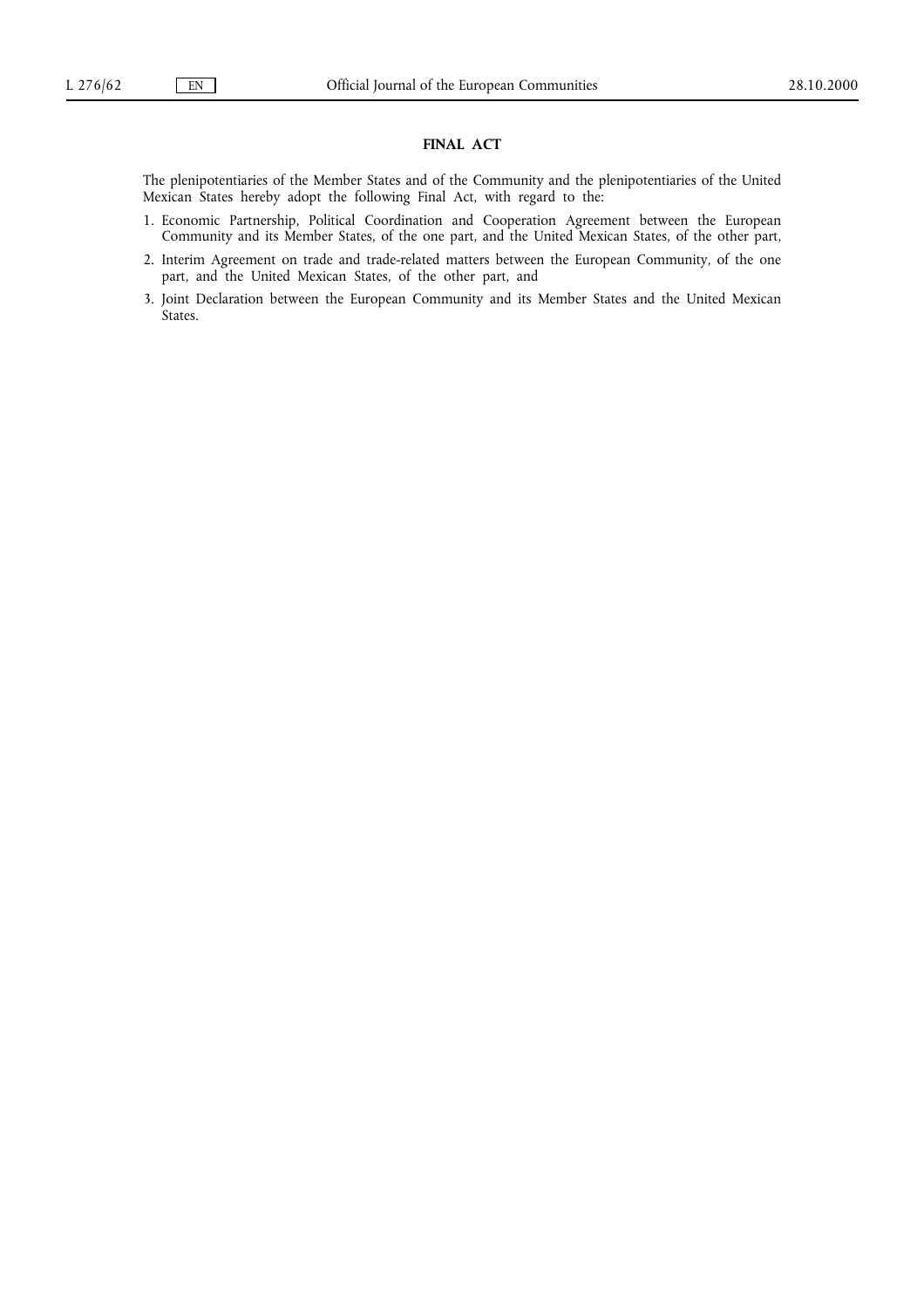## FINAL ACT

The plenipotentiaries of the Member States and of the Community and the plenipotentiaries of the United Mexican States hereby adopt the following Final Act, with regard to the:

1. Economic Partnership, Political Coordination and Cooperation Agreement between the European Community and its Member States, of the one part, and the United Mexican States, of the other part,
2. Interim Agreement on trade and trade-related matters between the European Community, of the one part, and the United Mexican States, of the other part, and
3. Joint Declaration between the European Community and its Member States and the United Mexican States.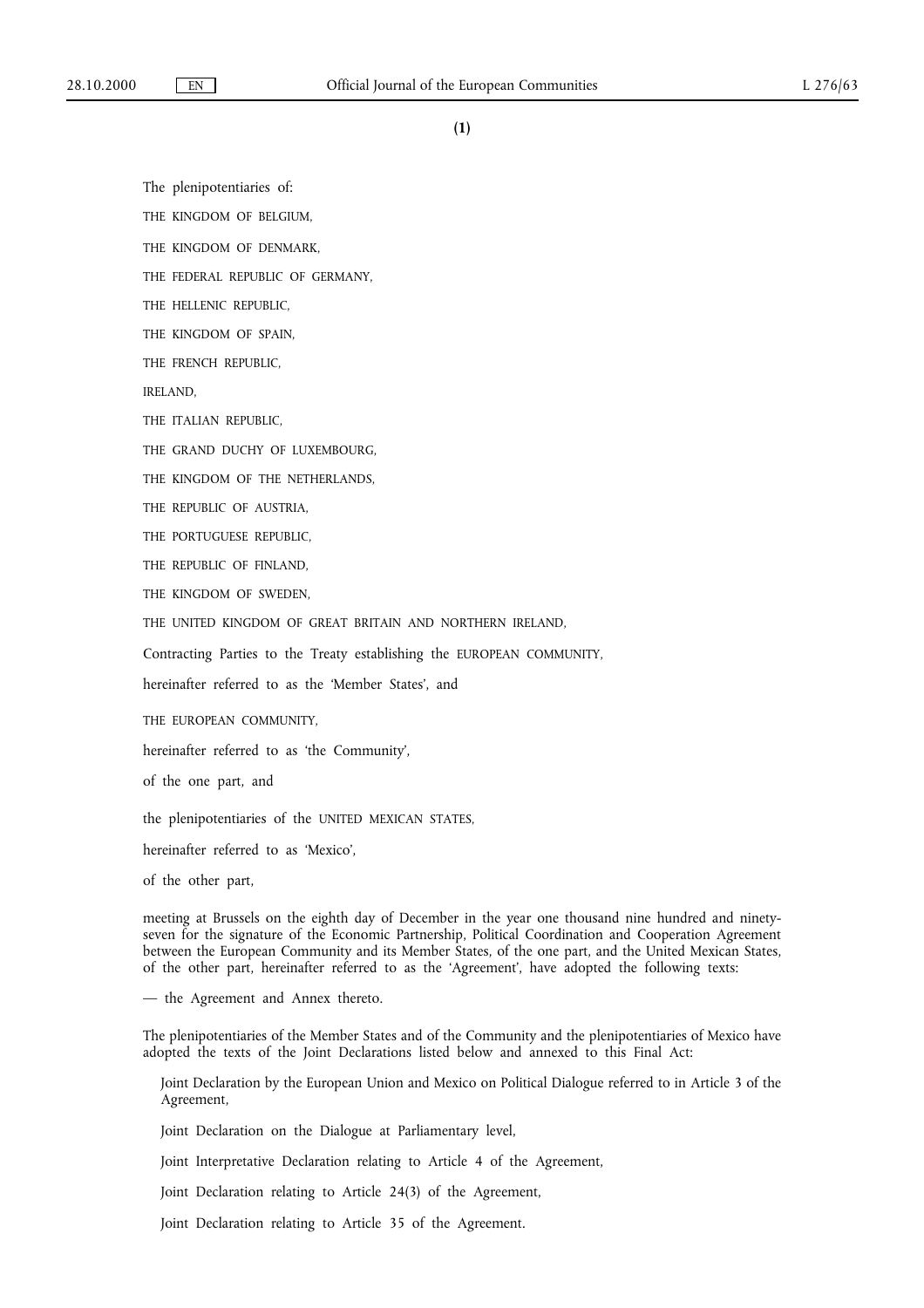(1)

The plenipotentiaries of:

THE KINGDOM OF BELGIUM,

THE KINGDOM OF DENMARK,

THE FEDERAL REPUBLIC OF GERMANY,

THE HELLENIC REPUBLIC,

THE KINGDOM OF SPAIN,

THE FRENCH REPUBLIC,

IRELAND,

THE ITALIAN REPUBLIC,

THE GRAND DUCHY OF LUXEMBOURG,

THE KINGDOM OF THE NETHERLANDS,

THE REPUBLIC OF AUSTRIA,

THE PORTUGUESE REPUBLIC,

THE REPUBLIC OF FINLAND,

THE KINGDOM OF SWEDEN,

THE UNITED KINGDOM OF GREAT BRITAIN AND NORTHERN IRELAND,

Contracting Parties to the Treaty establishing the EUROPEAN COMMUNITY,

hereinafter referred to as the 'Member States', and

THE EUROPEAN COMMUNITY,

hereinafter referred to as 'the Community',

of the one part, and

the plenipotentiaries of the UNITED MEXICAN STATES,

hereinafter referred to as 'Mexico',

of the other part,

meeting at Brussels on the eighth day of December in the year one thousand nine hundred and ninety-seven for the signature of the Economic Partnership, Political Coordination and Cooperation Agreement between the European Community and its Member States, of the one part, and the United Mexican States, of the other part, hereinafter referred to as the 'Agreement', have adopted the following texts:

— the Agreement and Annex thereto.

The plenipotentiaries of the Member States and of the Community and the plenipotentiaries of Mexico have adopted the texts of the Joint Declarations listed below and annexed to this Final Act:

Joint Declaration by the European Union and Mexico on Political Dialogue referred to in Article 3 of the Agreement,

Joint Declaration on the Dialogue at Parliamentary level,

Joint Interpretative Declaration relating to Article 4 of the Agreement,

Joint Declaration relating to Article 24(3) of the Agreement,

Joint Declaration relating to Article 35 of the Agreement.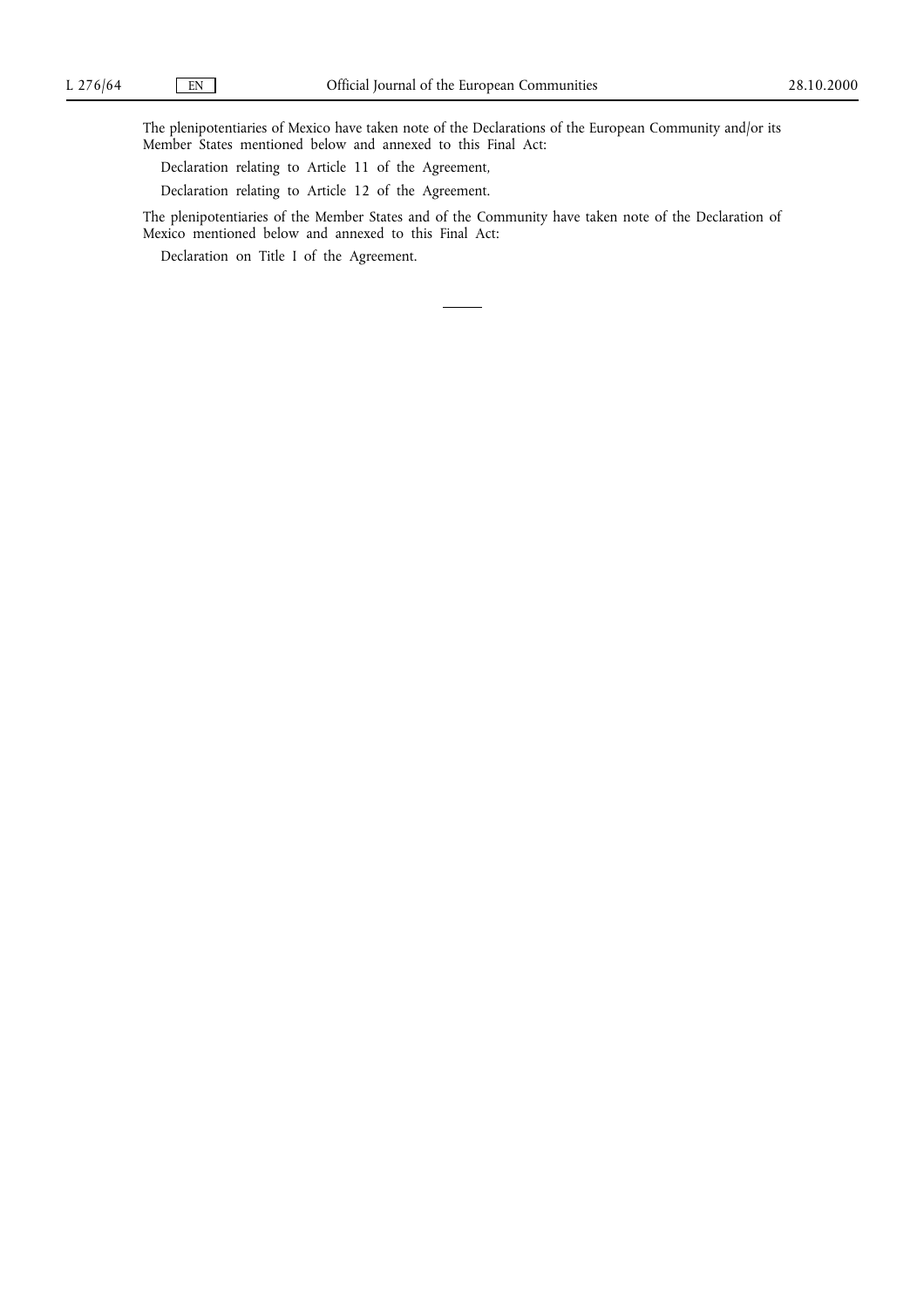The plenipotentiaries of Mexico have taken note of the Declarations of the European Community and/or its Member States mentioned below and annexed to this Final Act:

Declaration relating to Article 11 of the Agreement,

Declaration relating to Article 12 of the Agreement.

The plenipotentiaries of the Member States and of the Community have taken note of the Declaration of Mexico mentioned below and annexed to this Final Act:

Declaration on Title I of the Agreement.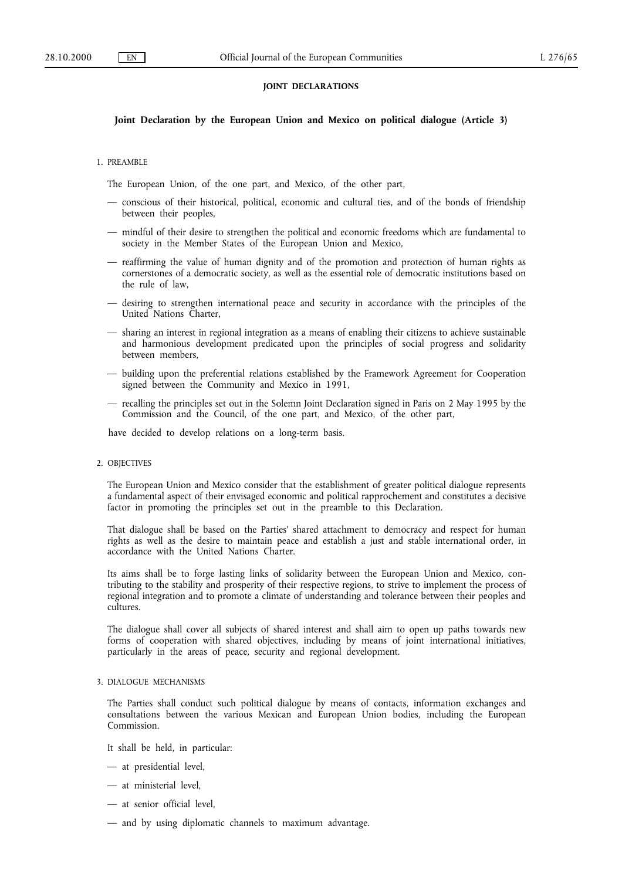## JOINT DECLARATIONS

### Joint Declaration by the European Union and Mexico on political dialogue (Article 3)

1. PREAMBLE

The European Union, of the one part, and Mexico, of the other part,

— conscious of their historical, political, economic and cultural ties, and of the bonds of friendship between their peoples,

— mindful of their desire to strengthen the political and economic freedoms which are fundamental to society in the Member States of the European Union and Mexico,

— reaffirming the value of human dignity and of the promotion and protection of human rights as cornerstones of a democratic society, as well as the essential role of democratic institutions based on the rule of law,

— desiring to strengthen international peace and security in accordance with the principles of the United Nations Charter,

— sharing an interest in regional integration as a means of enabling their citizens to achieve sustainable and harmonious development predicated upon the principles of social progress and solidarity between members,

— building upon the preferential relations established by the Framework Agreement for Cooperation signed between the Community and Mexico in 1991,

— recalling the principles set out in the Solemn Joint Declaration signed in Paris on 2 May 1995 by the Commission and the Council, of the one part, and Mexico, of the other part,

have decided to develop relations on a long-term basis.

2. OBJECTIVES

The European Union and Mexico consider that the establishment of greater political dialogue represents a fundamental aspect of their envisaged economic and political rapprochement and constitutes a decisive factor in promoting the principles set out in the preamble to this Declaration.

That dialogue shall be based on the Parties' shared attachment to democracy and respect for human rights as well as the desire to maintain peace and establish a just and stable international order, in accordance with the United Nations Charter.

Its aims shall be to forge lasting links of solidarity between the European Union and Mexico, contributing to the stability and prosperity of their respective regions, to strive to implement the process of regional integration and to promote a climate of understanding and tolerance between their peoples and cultures.

The dialogue shall cover all subjects of shared interest and shall aim to open up paths towards new forms of cooperation with shared objectives, including by means of joint international initiatives, particularly in the areas of peace, security and regional development.

3. DIALOGUE MECHANISMS

The Parties shall conduct such political dialogue by means of contacts, information exchanges and consultations between the various Mexican and European Union bodies, including the European Commission.

It shall be held, in particular:

— at presidential level,

— at ministerial level,

— at senior official level,

— and by using diplomatic channels to maximum advantage.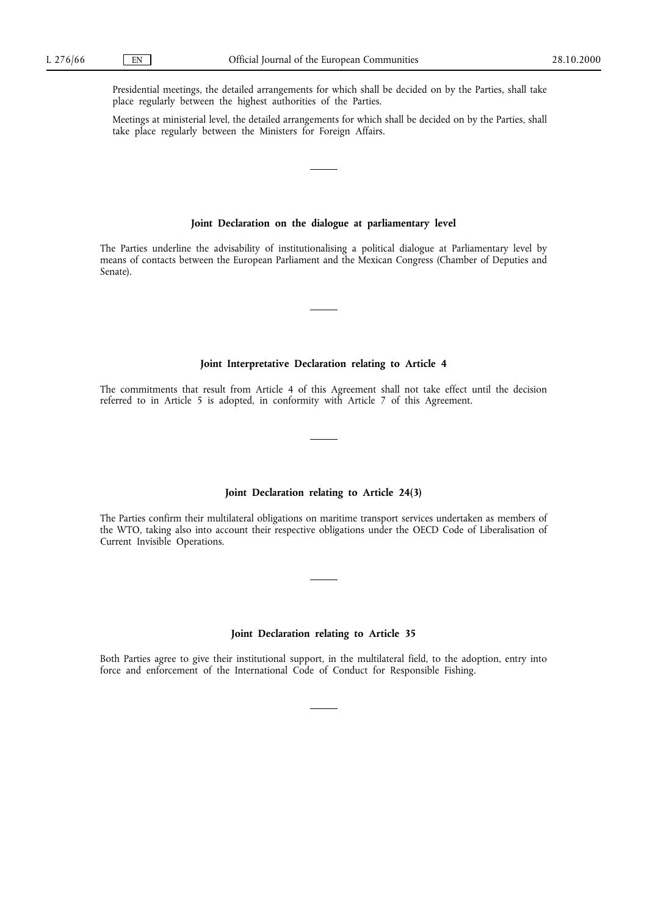Presidential meetings, the detailed arrangements for which shall be decided on by the Parties, shall take place regularly between the highest authorities of the Parties.

Meetings at ministerial level, the detailed arrangements for which shall be decided on by the Parties, shall take place regularly between the Ministers for Foreign Affairs.

---

**Joint Declaration on the dialogue at parliamentary level**

The Parties underline the advisability of institutionalising a political dialogue at Parliamentary level by means of contacts between the European Parliament and the Mexican Congress (Chamber of Deputies and Senate).

---

**Joint Interpretative Declaration relating to Article 4**

The commitments that result from Article 4 of this Agreement shall not take effect until the decision referred to in Article 5 is adopted, in conformity with Article 7 of this Agreement.

---

**Joint Declaration relating to Article 24(3)**

The Parties confirm their multilateral obligations on maritime transport services undertaken as members of the WTO, taking also into account their respective obligations under the OECD Code of Liberalisation of Current Invisible Operations.

---

**Joint Declaration relating to Article 35**

Both Parties agree to give their institutional support, in the multilateral field, to the adoption, entry into force and enforcement of the International Code of Conduct for Responsible Fishing.

---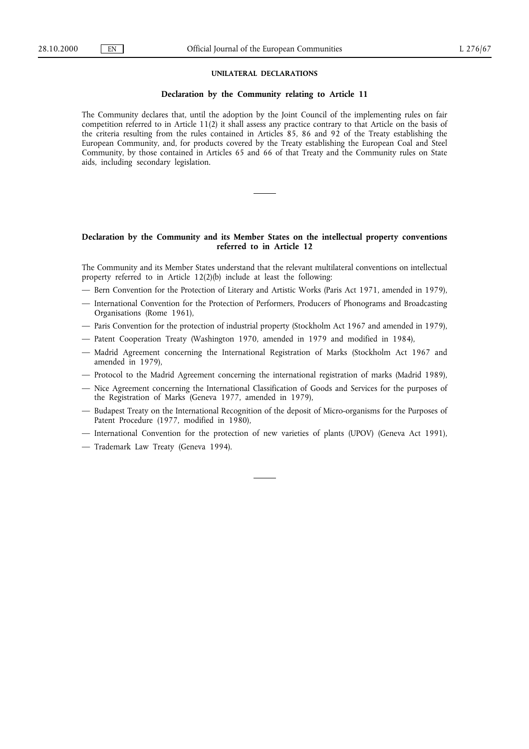## UNILATERAL DECLARATIONS

### Declaration by the Community relating to Article 11

The Community declares that, until the adoption by the Joint Council of the implementing rules on fair competition referred to in Article 11(2) it shall assess any practice contrary to that Article on the basis of the criteria resulting from the rules contained in Articles 85, 86 and 92 of the Treaty establishing the European Community, and, for products covered by the Treaty establishing the European Coal and Steel Community, by those contained in Articles 65 and 66 of that Treaty and the Community rules on State aids, including secondary legislation.

### Declaration by the Community and its Member States on the intellectual property conventions referred to in Article 12

The Community and its Member States understand that the relevant multilateral conventions on intellectual property referred to in Article 12(2)(b) include at least the following:

- Bern Convention for the Protection of Literary and Artistic Works (Paris Act 1971, amended in 1979),
- International Convention for the Protection of Performers, Producers of Phonograms and Broadcasting Organisations (Rome 1961),
- Paris Convention for the protection of industrial property (Stockholm Act 1967 and amended in 1979),
- Patent Cooperation Treaty (Washington 1970, amended in 1979 and modified in 1984),
- Madrid Agreement concerning the International Registration of Marks (Stockholm Act 1967 and amended in 1979),
- Protocol to the Madrid Agreement concerning the international registration of marks (Madrid 1989),
- Nice Agreement concerning the International Classification of Goods and Services for the purposes of the Registration of Marks (Geneva 1977, amended in 1979),
- Budapest Treaty on the International Recognition of the deposit of Micro-organisms for the Purposes of Patent Procedure (1977, modified in 1980),
- International Convention for the protection of new varieties of plants (UPOV) (Geneva Act 1991),
- Trademark Law Treaty (Geneva 1994).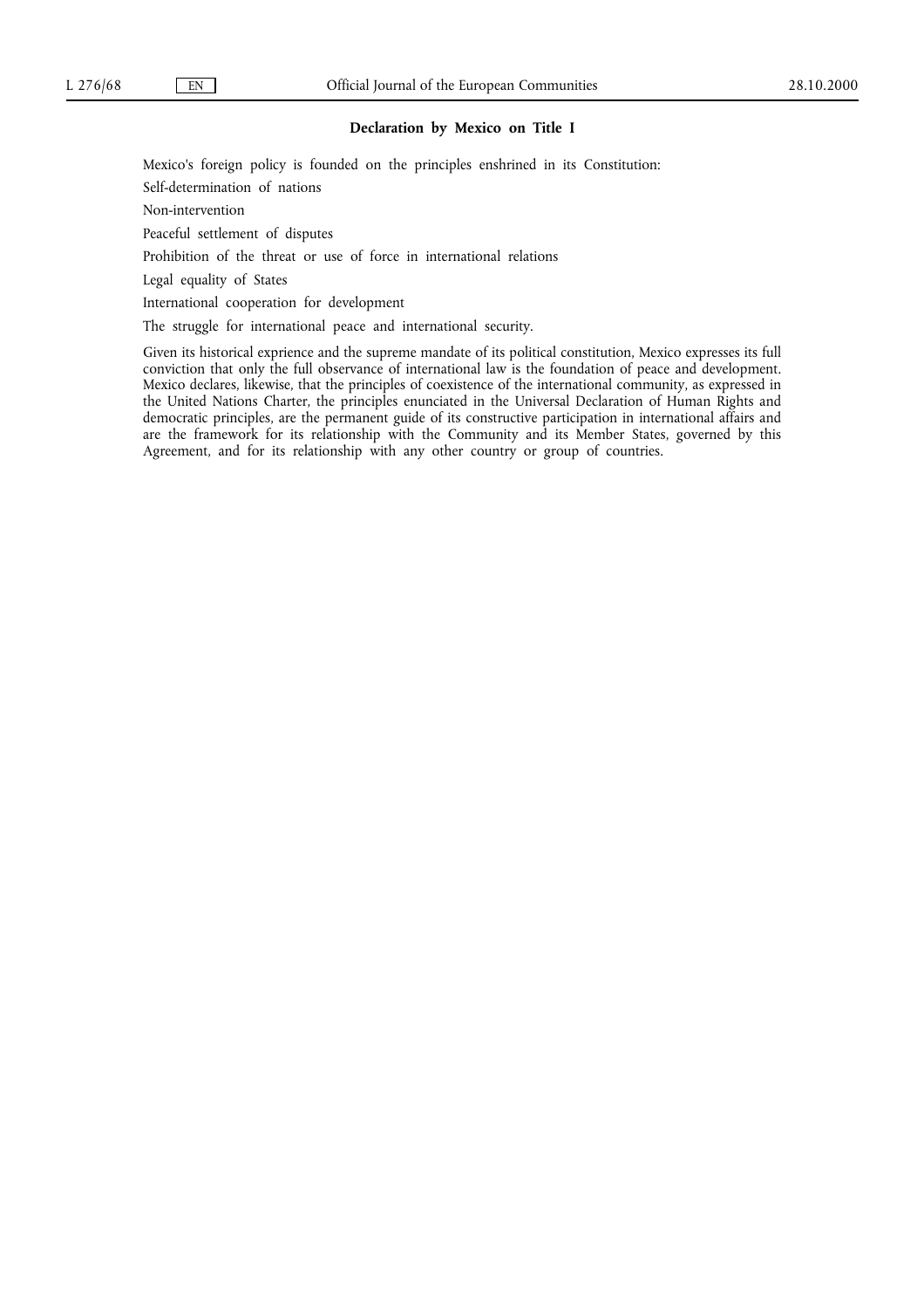### Declaration by Mexico on Title I

Mexico's foreign policy is founded on the principles enshrined in its Constitution:

Self-determination of nations

Non-intervention

Peaceful settlement of disputes

Prohibition of the threat or use of force in international relations

Legal equality of States

International cooperation for development

The struggle for international peace and international security.

Given its historical exprience and the supreme mandate of its political constitution, Mexico expresses its full conviction that only the full observance of international law is the foundation of peace and development. Mexico declares, likewise, that the principles of coexistence of the international community, as expressed in the United Nations Charter, the principles enunciated in the Universal Declaration of Human Rights and democratic principles, are the permanent guide of its constructive participation in international affairs and are the framework for its relationship with the Community and its Member States, governed by this Agreement, and for its relationship with any other country or group of countries.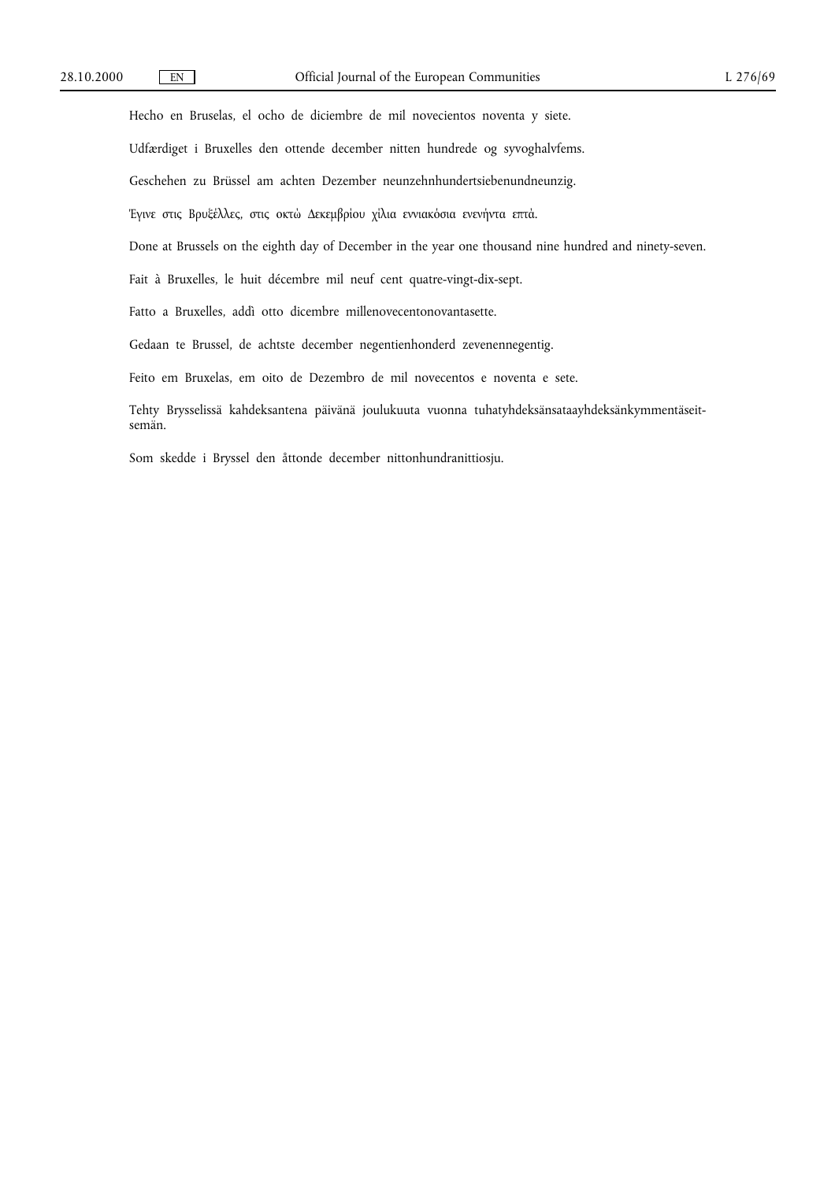Hecho en Bruselas, el ocho de diciembre de mil novecientos noventa y siete.

Udfærdiget i Bruxelles den ottende december nitten hundrede og syvoghalvfems.

Geschehen zu Brüssel am achten Dezember neunzehnhundertsiebenundneunzig.

Έγινε στις Βρυξέλλες, στις οκτώ Δεκεμβρίου χίλια εννιακόσια ενενήντα επτά.

Done at Brussels on the eighth day of December in the year one thousand nine hundred and ninety-seven.

Fait à Bruxelles, le huit décembre mil neuf cent quatre-vingt-dix-sept.

Fatto a Bruxelles, addì otto dicembre millenovecentonovantasette.

Gedaan te Brussel, de achtste december negentienhonderd zevenennegentig.

Feito em Bruxelas, em oito de Dezembro de mil novecentos e noventa e sete.

Tehty Brysselissä kahdeksantena päivänä joulukuuta vuonna tuhatyhdeksänsataayhdeksänkymmentäseitsemän.

Som skedde i Bryssel den åttonde december nittonhundranittiosju.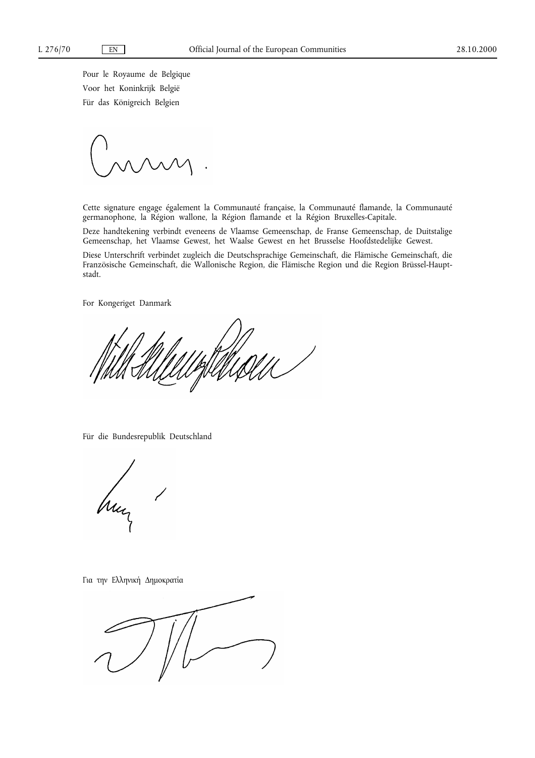Pour le Royaume de Belgique

Voor het Koninkrijk België

Für das Königreich Belgien

Cette signature engage également la Communauté française, la Communauté flamande, la Communauté germanophone, la Région wallone, la Région flamande et la Région Bruxelles-Capitale.

Deze handtekening verbindt eveneens de Vlaamse Gemeenschap, de Franse Gemeenschap, de Duitstalige Gemeenschap, het Vlaamse Gewest, het Waalse Gewest en het Brusselse Hoofdstedelijke Gewest.

Diese Unterschrift verbindet zugleich die Deutschsprachige Gemeinschaft, die Flämische Gemeinschaft, die Französische Gemeinschaft, die Wallonische Region, die Flämische Region und die Region Brüssel-Hauptstadt.

For Kongeriget Danmark

Für die Bundesrepublik Deutschland

Για την Ελληνική Δημοκρατία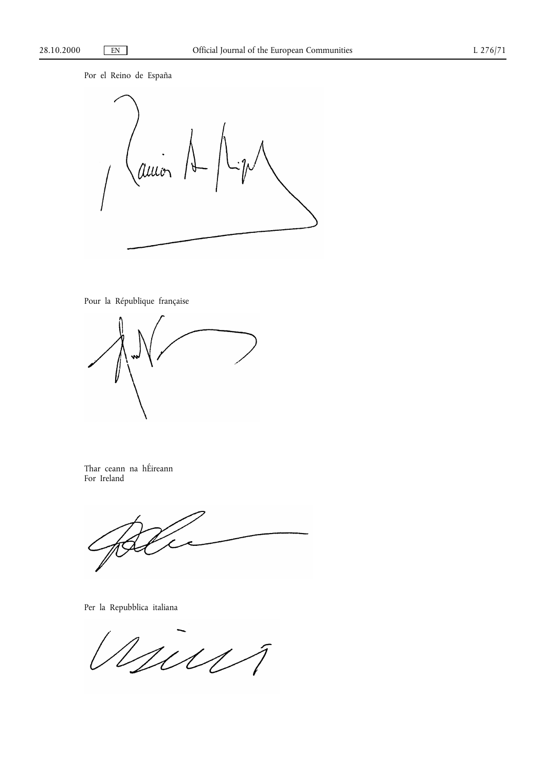Por el Reino de España

Pour la République française

Thar ceann na hÉireann
For Ireland

Per la Repubblica italiana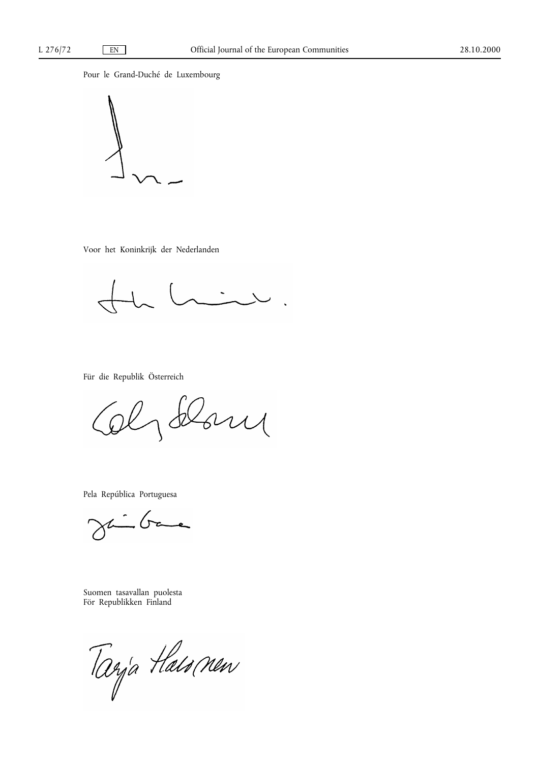Pour le Grand-Duché de Luxembourg

Voor het Koninkrijk der Nederlanden

Für die Republik Österreich

Pela República Portuguesa

Suomen tasavallan puolesta
För Republikken Finland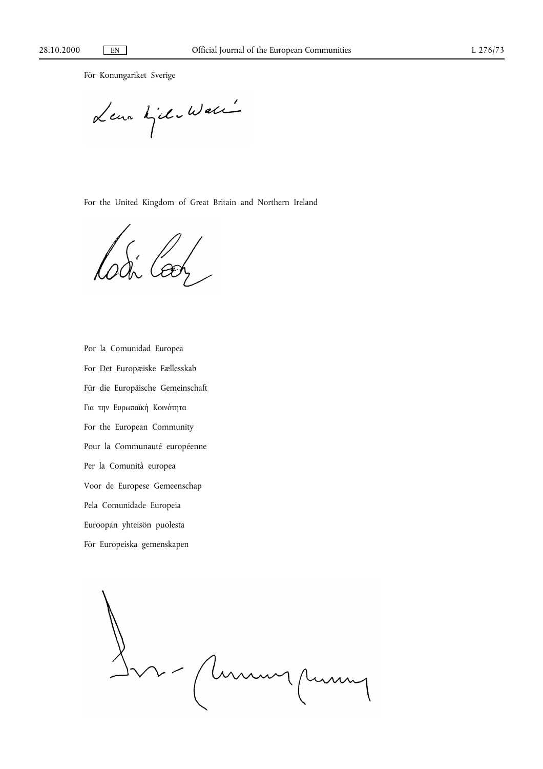För Konungariket Sverige

For the United Kingdom of Great Britain and Northern Ireland

Por la Comunidad Europea

For Det Europæiske Fællesskab

Für die Europäische Gemeinschaft

Για την Ευρωπαϊκή Κοινότητα

For the European Community

Pour la Communauté européenne

Per la Comunità europea

Voor de Europese Gemeenschap

Pela Comunidade Europeia

Euroopan yhteisön puolesta

För Europeiska gemenskapen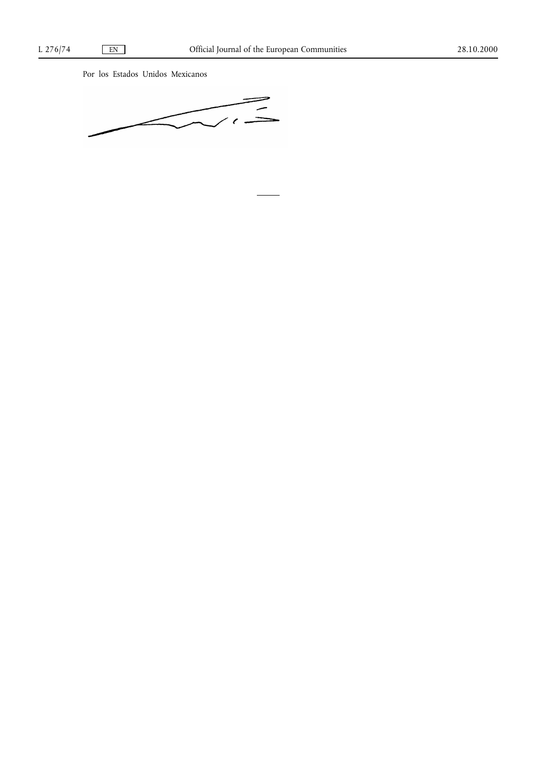Por los Estados Unidos Mexicanos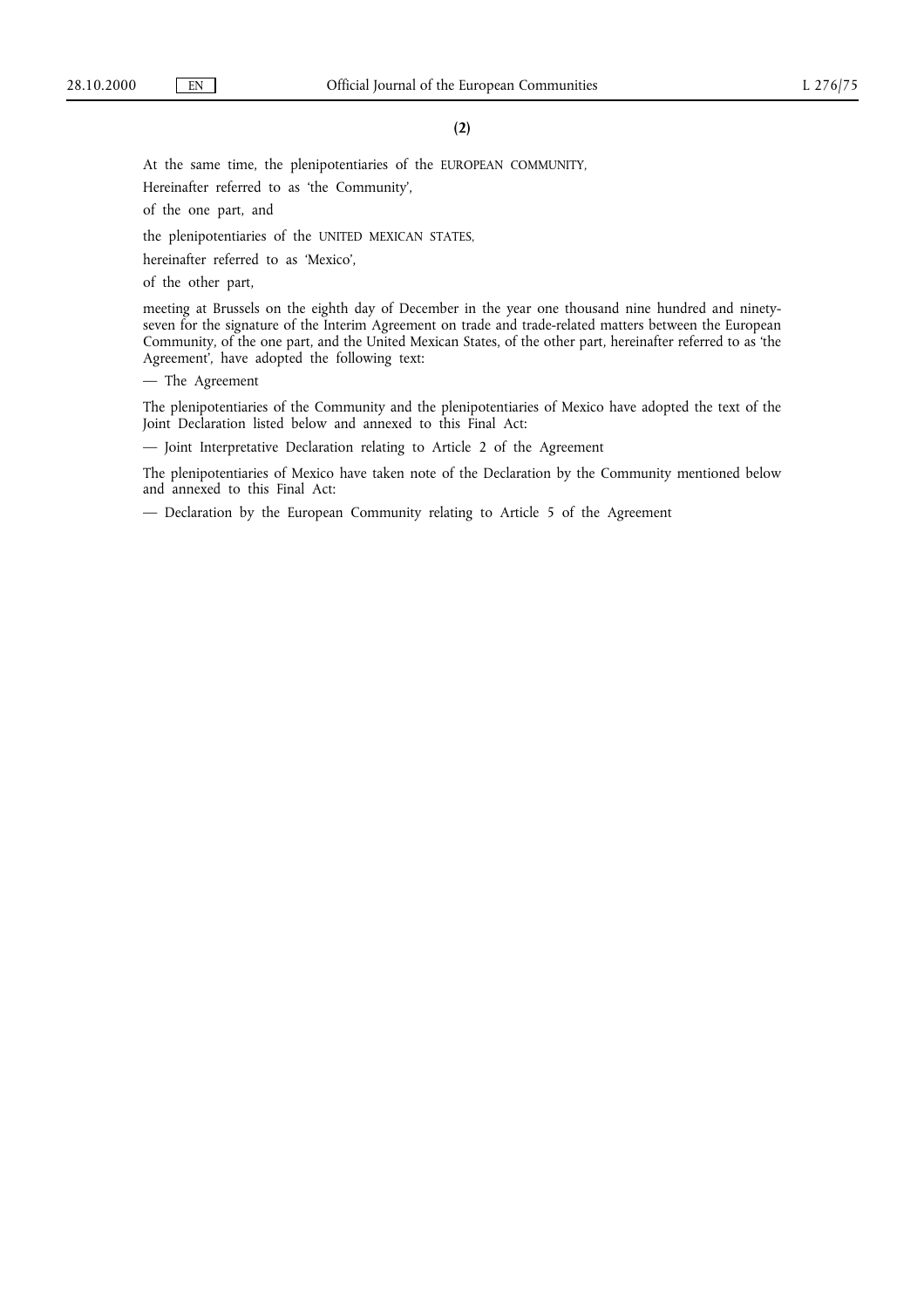(2)

At the same time, the plenipotentiaries of the EUROPEAN COMMUNITY,

Hereinafter referred to as 'the Community',

of the one part, and

the plenipotentiaries of the UNITED MEXICAN STATES,

hereinafter referred to as 'Mexico',

of the other part,

meeting at Brussels on the eighth day of December in the year one thousand nine hundred and ninety-seven for the signature of the Interim Agreement on trade and trade-related matters between the European Community, of the one part, and the United Mexican States, of the other part, hereinafter referred to as 'the Agreement', have adopted the following text:

— The Agreement

The plenipotentiaries of the Community and the plenipotentiaries of Mexico have adopted the text of the Joint Declaration listed below and annexed to this Final Act:

— Joint Interpretative Declaration relating to Article 2 of the Agreement

The plenipotentiaries of Mexico have taken note of the Declaration by the Community mentioned below and annexed to this Final Act:

— Declaration by the European Community relating to Article 5 of the Agreement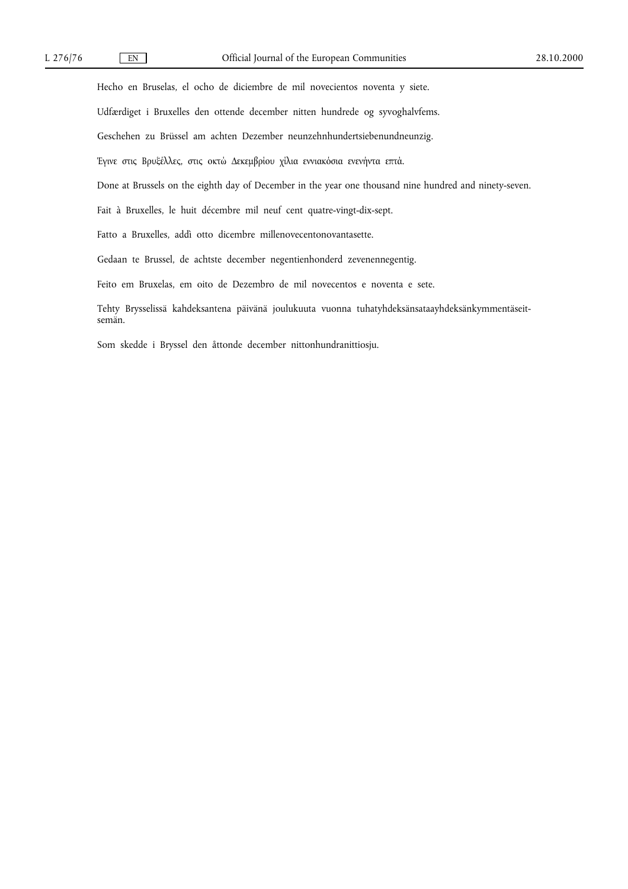Hecho en Bruselas, el ocho de diciembre de mil novecientos noventa y siete.

Udfærdiget i Bruxelles den ottende december nitten hundrede og syvoghalvfems.

Geschehen zu Brüssel am achten Dezember neunzehnhundertsiebenundneunzig.

Έγινε στις Βρυξέλλες, στις οκτώ Δεκεμβρίου χίλια εννιακόσια ενενήντα επτά.

Done at Brussels on the eighth day of December in the year one thousand nine hundred and ninety-seven.

Fait à Bruxelles, le huit décembre mil neuf cent quatre-vingt-dix-sept.

Fatto a Bruxelles, addì otto dicembre millenovecentonovantasette.

Gedaan te Brussel, de achtste december negentienhonderd zevenennegentig.

Feito em Bruxelas, em oito de Dezembro de mil novecentos e noventa e sete.

Tehty Brysselissä kahdeksantena päivänä joulukuuta vuonna tuhatyhdeksänsataayhdeksänkymmentäseitsemän.

Som skedde i Bryssel den åttonde december nittonhundranittiosju.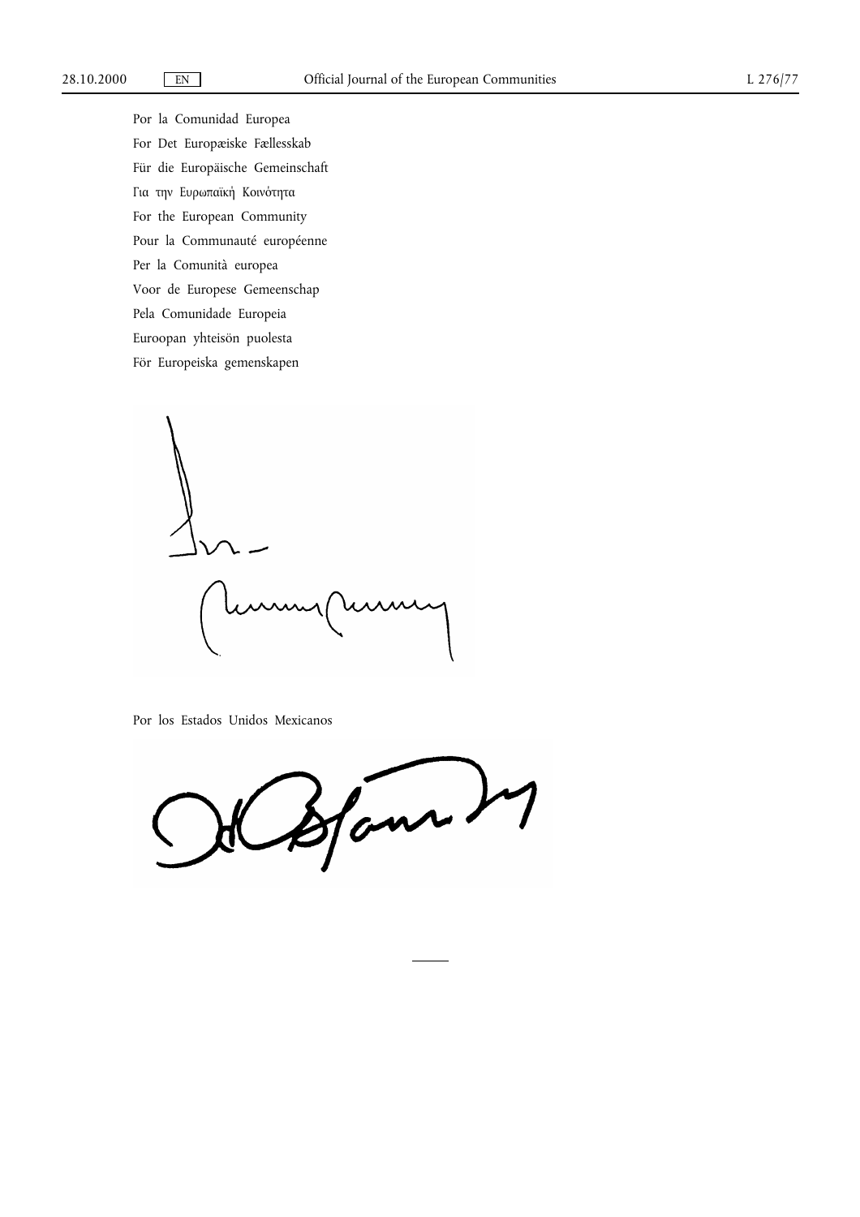Por la Comunidad Europea

For Det Europæiske Fællesskab

Für die Europäische Gemeinschaft

Για την Ευρωπαϊκή Κοινότητα

For the European Community

Pour la Communauté européenne

Per la Comunità europea

Voor de Europese Gemeenschap

Pela Comunidade Europeia

Euroopan yhteisön puolesta

För Europeiska gemenskapen

Por los Estados Unidos Mexicanos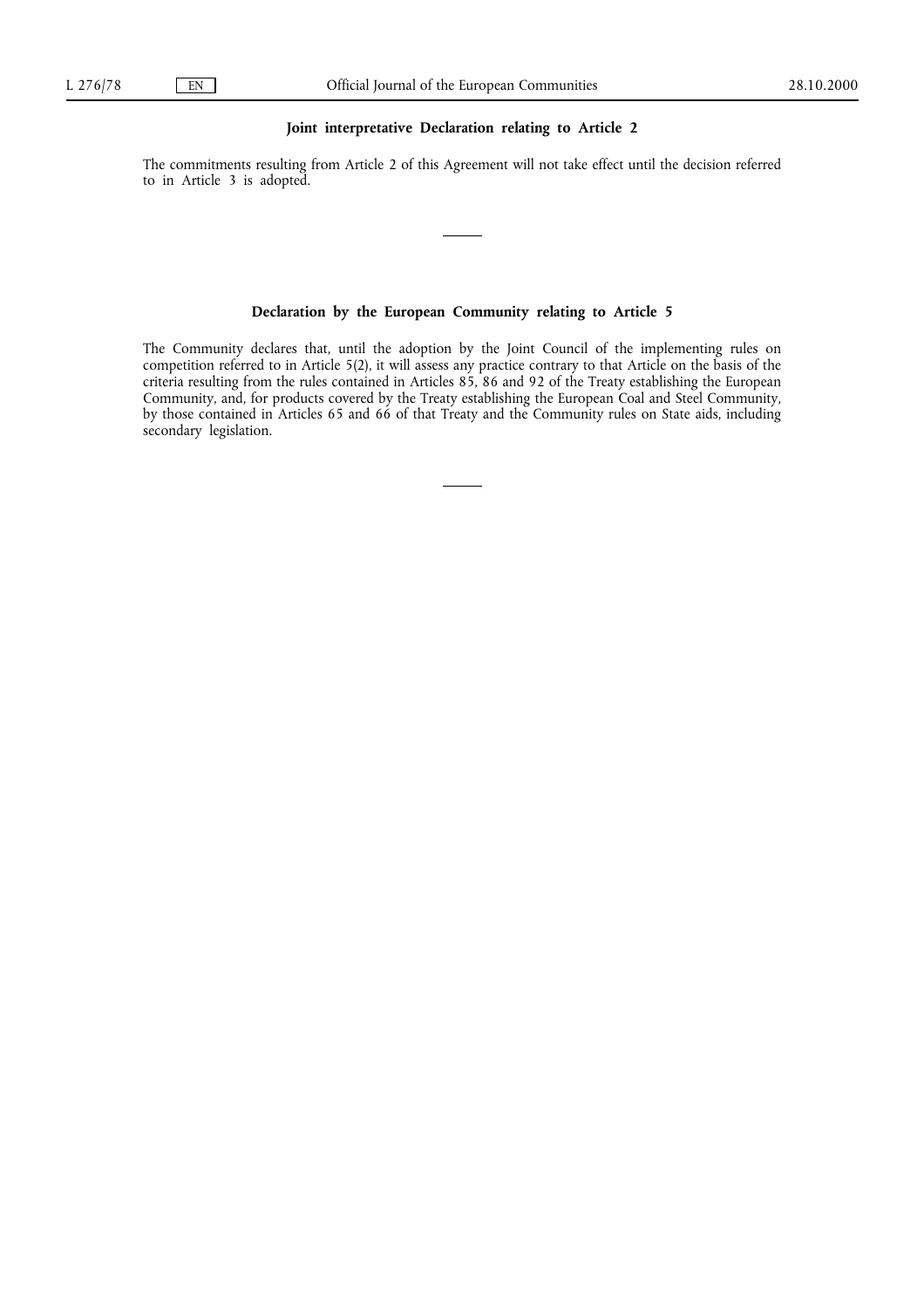## Joint interpretative Declaration relating to Article 2

The commitments resulting from Article 2 of this Agreement will not take effect until the decision referred to in Article 3 is adopted.

## Declaration by the European Community relating to Article 5

The Community declares that, until the adoption by the Joint Council of the implementing rules on competition referred to in Article 5(2), it will assess any practice contrary to that Article on the basis of the criteria resulting from the rules contained in Articles 85, 86 and 92 of the Treaty establishing the European Community, and, for products covered by the Treaty establishing the European Coal and Steel Community, by those contained in Articles 65 and 66 of that Treaty and the Community rules on State aids, including secondary legislation.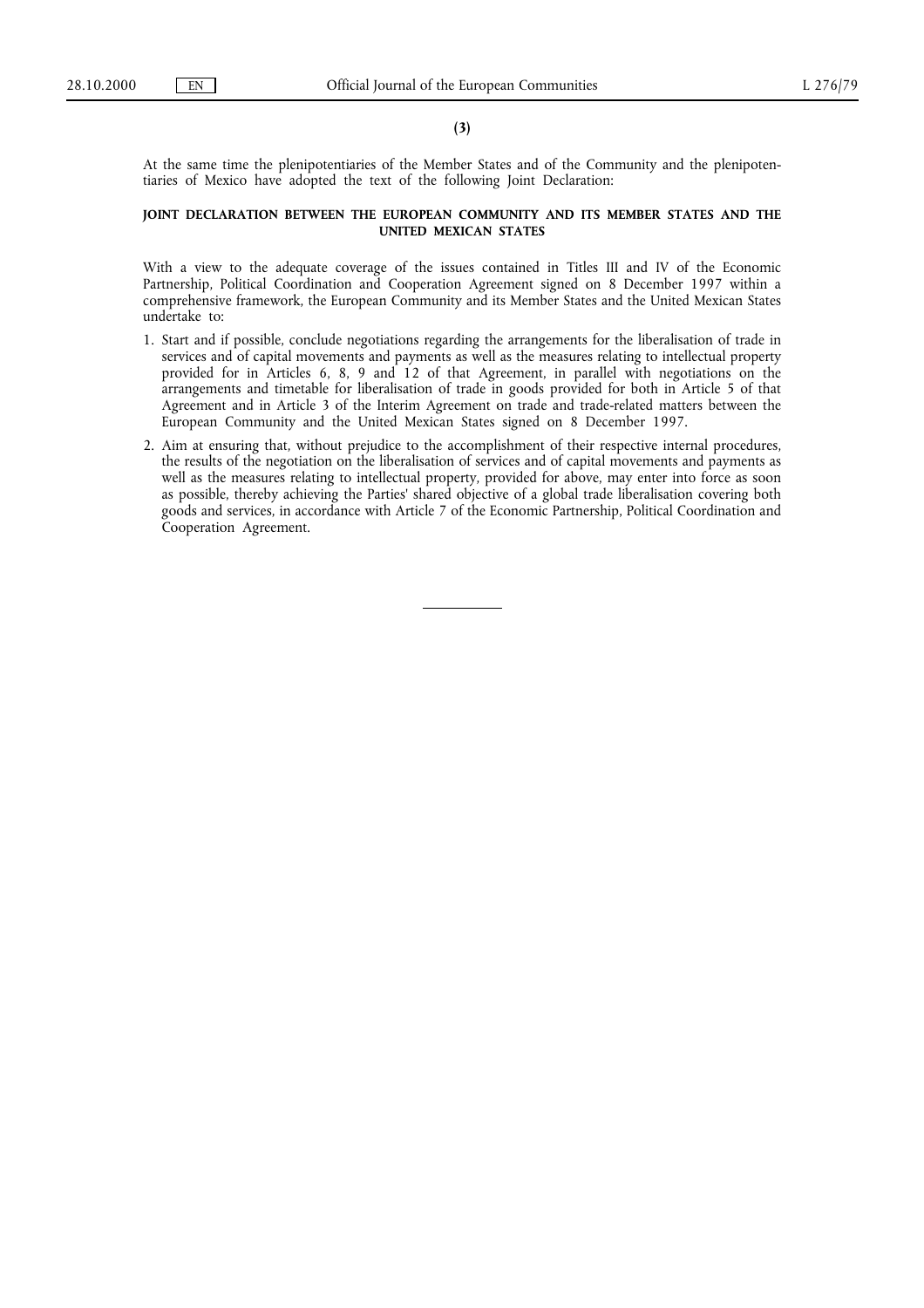**(3)**

At the same time the plenipotentiaries of the Member States and of the Community and the plenipotentiaries of Mexico have adopted the text of the following Joint Declaration:

**JOINT DECLARATION BETWEEN THE EUROPEAN COMMUNITY AND ITS MEMBER STATES AND THE UNITED MEXICAN STATES**

With a view to the adequate coverage of the issues contained in Titles III and IV of the Economic Partnership, Political Coordination and Cooperation Agreement signed on 8 December 1997 within a comprehensive framework, the European Community and its Member States and the United Mexican States undertake to:

1. Start and if possible, conclude negotiations regarding the arrangements for the liberalisation of trade in services and of capital movements and payments as well as the measures relating to intellectual property provided for in Articles 6, 8, 9 and 12 of that Agreement, in parallel with negotiations on the arrangements and timetable for liberalisation of trade in goods provided for both in Article 5 of that Agreement and in Article 3 of the Interim Agreement on trade and trade-related matters between the European Community and the United Mexican States signed on 8 December 1997.

2. Aim at ensuring that, without prejudice to the accomplishment of their respective internal procedures, the results of the negotiation on the liberalisation of services and of capital movements and payments as well as the measures relating to intellectual property, provided for above, may enter into force as soon as possible, thereby achieving the Parties' shared objective of a global trade liberalisation covering both goods and services, in accordance with Article 7 of the Economic Partnership, Political Coordination and Cooperation Agreement.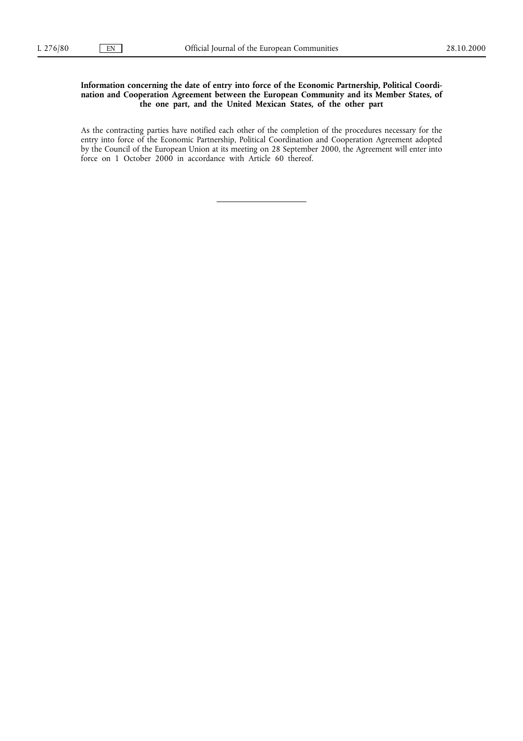**Information concerning the date of entry into force of the Economic Partnership, Political Coordination and Cooperation Agreement between the European Community and its Member States, of the one part, and the United Mexican States, of the other part**

As the contracting parties have notified each other of the completion of the procedures necessary for the entry into force of the Economic Partnership, Political Coordination and Cooperation Agreement adopted by the Council of the European Union at its meeting on 28 September 2000, the Agreement will enter into force on 1 October 2000 in accordance with Article 60 thereof.